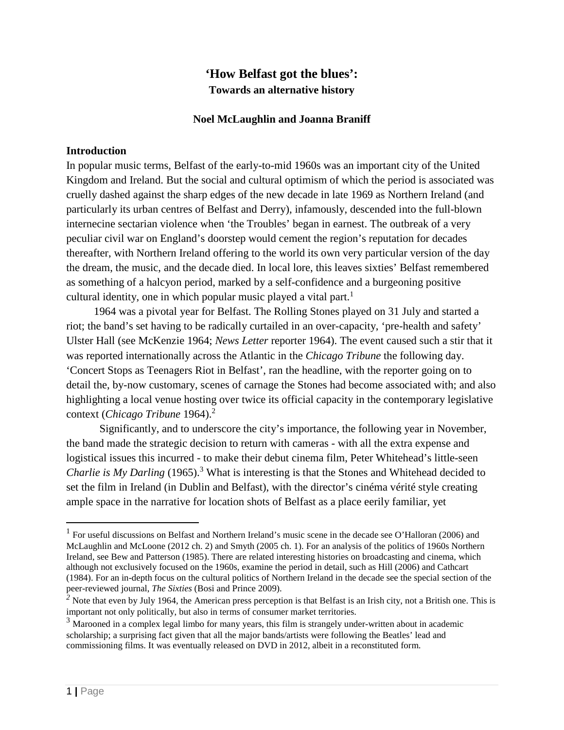# 'How Belfast got the blues':

## Towards an alternative history

**Noel McLaughlin and Joanna Braniff**

### Introduction

In popular music terms, Belfast of the early-to-mid 1960s was an important city of the United Kingdom and Ireland. But the social and cultural optimism of which the period is associated was cruelly dashed against the sharp edges of the new decade in late 1969 as Northern Ireland (and particularly its urban centres of Belfast and Derry), infamously, descended into the full-blown internecine sectarian violence when 'the Troubles' began in earnest. The outbreak of a very peculiar civil war on England's doorstep would cement the region's reputation for decades thereafter, with Northern Ireland offering to the world its own very particular version of the day the dream, the music, and the decade died. In local lore, this leaves sixties' Belfast remembered as something of a halcyon period, marked by a self-confidence and a burgeoning positive cultural identity, one in which popular music played a vital part.[1]

1964 was a pivotal year for Belfast. The Rolling Stones played on 31 July and started a riot; the band's set having to be radically curtailed in an over-capacity, 'pre-health and safety' Ulster Hall (see McKenzie 1964; *News Letter* reporter 1964). The event caused such a stir that it was reported internationally across the Atlantic in the *Chicago Tribune* the following day. 'Concert Stops as Teenagers Riot in Belfast', ran the headline, with the reporter going on to detail the, by-now customary, scenes of carnage the Stones had become associated with; and also highlighting a local venue hosting over twice its official capacity in the contemporary legislative context (*Chicago Tribune* 1964).[2]

Significantly, and to underscore the city's importance, the following year in November, the band made the strategic decision to return with cameras - with all the extra expense and logistical issues this incurred - to make their debut cinema film, Peter Whitehead's little-seen *Charlie is My Darling* (1965).[3] What is interesting is that the Stones and Whitehead decided to set the film in Ireland (in Dublin and Belfast), with the director's cinéma vérité style creating ample space in the narrative for location shots of Belfast as a place eerily familiar, yet

---

[1] For useful discussions on Belfast and Northern Ireland's music scene in the decade see O'Halloran (2006) and McLaughlin and McLoone (2012 ch. 2) and Smyth (2005 ch. 1). For an analysis of the politics of 1960s Northern Ireland, see Bew and Patterson (1985). There are related interesting histories on broadcasting and cinema, which although not exclusively focused on the 1960s, examine the period in detail, such as Hill (2006) and Cathcart (1984). For an in-depth focus on the cultural politics of Northern Ireland in the decade see the special section of the peer-reviewed journal, *The Sixties* (Bosi and Prince 2009).

[2] Note that even by July 1964, the American press perception is that Belfast is an Irish city, not a British one. This is important not only politically, but also in terms of consumer market territories.

[3] Marooned in a complex legal limbo for many years, this film is strangely under-written about in academic scholarship; a surprising fact given that all the major bands/artists were following the Beatles' lead and commissioning films. It was eventually released on DVD in 2012, albeit in a reconstituted form.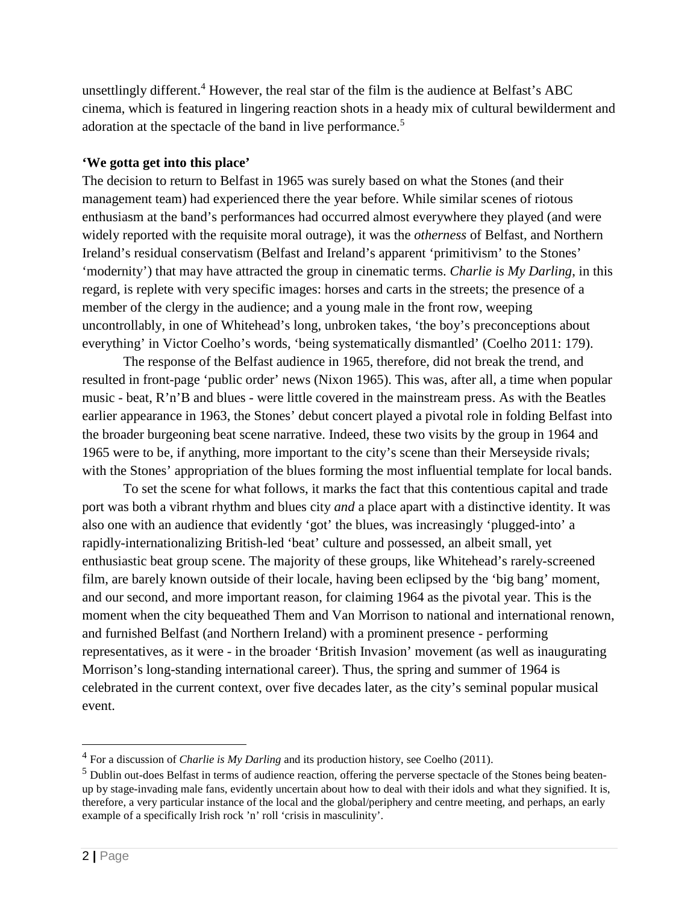unsettlingly different.[4] However, the real star of the film is the audience at Belfast's ABC cinema, which is featured in lingering reaction shots in a heady mix of cultural bewilderment and adoration at the spectacle of the band in live performance.[5]

**'We gotta get into this place'**

The decision to return to Belfast in 1965 was surely based on what the Stones (and their management team) had experienced there the year before. While similar scenes of riotous enthusiasm at the band's performances had occurred almost everywhere they played (and were widely reported with the requisite moral outrage), it was the *otherness* of Belfast, and Northern Ireland's residual conservatism (Belfast and Ireland's apparent 'primitivism' to the Stones' 'modernity') that may have attracted the group in cinematic terms. *Charlie is My Darling*, in this regard, is replete with very specific images: horses and carts in the streets; the presence of a member of the clergy in the audience; and a young male in the front row, weeping uncontrollably, in one of Whitehead's long, unbroken takes, 'the boy's preconceptions about everything' in Victor Coelho's words, 'being systematically dismantled' (Coelho 2011: 179).

The response of the Belfast audience in 1965, therefore, did not break the trend, and resulted in front-page 'public order' news (Nixon 1965). This was, after all, a time when popular music - beat, R'n'B and blues - were little covered in the mainstream press. As with the Beatles earlier appearance in 1963, the Stones' debut concert played a pivotal role in folding Belfast into the broader burgeoning beat scene narrative. Indeed, these two visits by the group in 1964 and 1965 were to be, if anything, more important to the city's scene than their Merseyside rivals; with the Stones' appropriation of the blues forming the most influential template for local bands.

To set the scene for what follows, it marks the fact that this contentious capital and trade port was both a vibrant rhythm and blues city *and* a place apart with a distinctive identity. It was also one with an audience that evidently 'got' the blues, was increasingly 'plugged-into' a rapidly-internationalizing British-led 'beat' culture and possessed, an albeit small, yet enthusiastic beat group scene. The majority of these groups, like Whitehead's rarely-screened film, are barely known outside of their locale, having been eclipsed by the 'big bang' moment, and our second, and more important reason, for claiming 1964 as the pivotal year. This is the moment when the city bequeathed Them and Van Morrison to national and international renown, and furnished Belfast (and Northern Ireland) with a prominent presence - performing representatives, as it were - in the broader 'British Invasion' movement (as well as inaugurating Morrison's long-standing international career). Thus, the spring and summer of 1964 is celebrated in the current context, over five decades later, as the city's seminal popular musical event.

---

[4] For a discussion of *Charlie is My Darling* and its production history, see Coelho (2011).

[5] Dublin out-does Belfast in terms of audience reaction, offering the perverse spectacle of the Stones being beaten-up by stage-invading male fans, evidently uncertain about how to deal with their idols and what they signified. It is, therefore, a very particular instance of the local and the global/periphery and centre meeting, and perhaps, an early example of a specifically Irish rock 'n' roll 'crisis in masculinity'.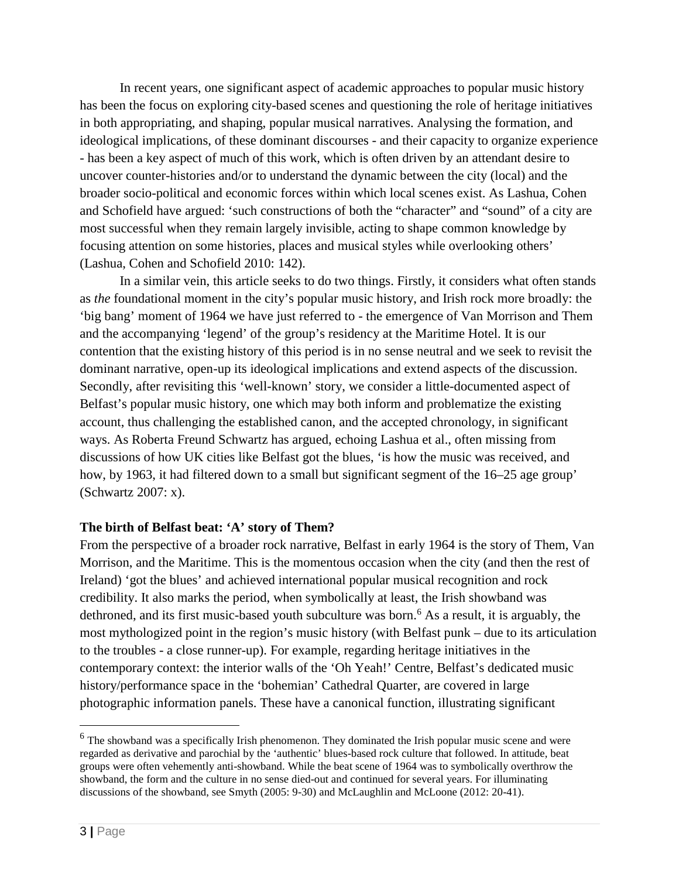In recent years, one significant aspect of academic approaches to popular music history has been the focus on exploring city-based scenes and questioning the role of heritage initiatives in both appropriating, and shaping, popular musical narratives. Analysing the formation, and ideological implications, of these dominant discourses - and their capacity to organize experience - has been a key aspect of much of this work, which is often driven by an attendant desire to uncover counter-histories and/or to understand the dynamic between the city (local) and the broader socio-political and economic forces within which local scenes exist. As Lashua, Cohen and Schofield have argued: 'such constructions of both the "character" and "sound" of a city are most successful when they remain largely invisible, acting to shape common knowledge by focusing attention on some histories, places and musical styles while overlooking others' (Lashua, Cohen and Schofield 2010: 142).

In a similar vein, this article seeks to do two things. Firstly, it considers what often stands as *the* foundational moment in the city's popular music history, and Irish rock more broadly: the 'big bang' moment of 1964 we have just referred to - the emergence of Van Morrison and Them and the accompanying 'legend' of the group's residency at the Maritime Hotel. It is our contention that the existing history of this period is in no sense neutral and we seek to revisit the dominant narrative, open-up its ideological implications and extend aspects of the discussion. Secondly, after revisiting this 'well-known' story, we consider a little-documented aspect of Belfast's popular music history, one which may both inform and problematize the existing account, thus challenging the established canon, and the accepted chronology, in significant ways. As Roberta Freund Schwartz has argued, echoing Lashua et al., often missing from discussions of how UK cities like Belfast got the blues, 'is how the music was received, and how, by 1963, it had filtered down to a small but significant segment of the 16–25 age group' (Schwartz 2007: x).

**The birth of Belfast beat: 'A' story of Them?**

From the perspective of a broader rock narrative, Belfast in early 1964 is the story of Them, Van Morrison, and the Maritime. This is the momentous occasion when the city (and then the rest of Ireland) 'got the blues' and achieved international popular musical recognition and rock credibility. It also marks the period, when symbolically at least, the Irish showband was dethroned, and its first music-based youth subculture was born.[6] As a result, it is arguably, the most mythologized point in the region's music history (with Belfast punk – due to its articulation to the troubles - a close runner-up). For example, regarding heritage initiatives in the contemporary context: the interior walls of the 'Oh Yeah!' Centre, Belfast's dedicated music history/performance space in the 'bohemian' Cathedral Quarter, are covered in large photographic information panels. These have a canonical function, illustrating significant

[6] The showband was a specifically Irish phenomenon. They dominated the Irish popular music scene and were regarded as derivative and parochial by the 'authentic' blues-based rock culture that followed. In attitude, beat groups were often vehemently anti-showband. While the beat scene of 1964 was to symbolically overthrow the showband, the form and the culture in no sense died-out and continued for several years. For illuminating discussions of the showband, see Smyth (2005: 9-30) and McLaughlin and McLoone (2012: 20-41).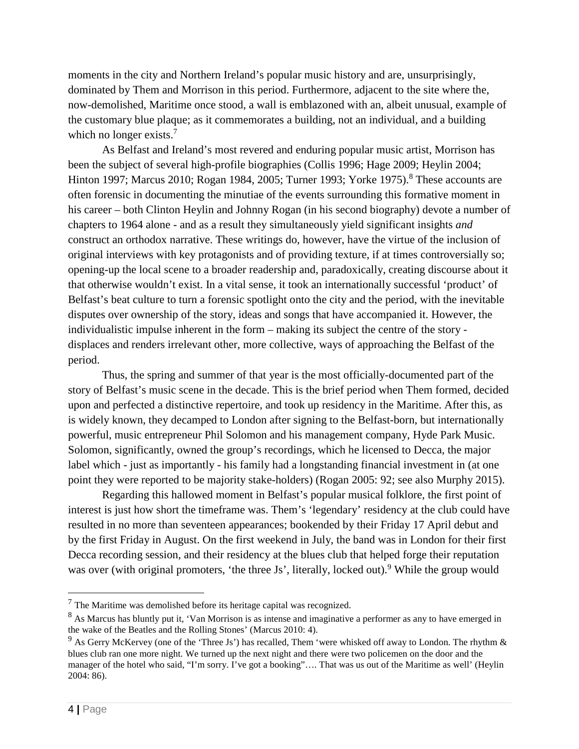moments in the city and Northern Ireland's popular music history and are, unsurprisingly, dominated by Them and Morrison in this period. Furthermore, adjacent to the site where the, now-demolished, Maritime once stood, a wall is emblazoned with an, albeit unusual, example of the customary blue plaque; as it commemorates a building, not an individual, and a building which no longer exists.[7]

As Belfast and Ireland's most revered and enduring popular music artist, Morrison has been the subject of several high-profile biographies (Collis 1996; Hage 2009; Heylin 2004; Hinton 1997; Marcus 2010; Rogan 1984, 2005; Turner 1993; Yorke 1975).[8] These accounts are often forensic in documenting the minutiae of the events surrounding this formative moment in his career – both Clinton Heylin and Johnny Rogan (in his second biography) devote a number of chapters to 1964 alone - and as a result they simultaneously yield significant insights *and* construct an orthodox narrative. These writings do, however, have the virtue of the inclusion of original interviews with key protagonists and of providing texture, if at times controversially so; opening-up the local scene to a broader readership and, paradoxically, creating discourse about it that otherwise wouldn't exist. In a vital sense, it took an internationally successful 'product' of Belfast's beat culture to turn a forensic spotlight onto the city and the period, with the inevitable disputes over ownership of the story, ideas and songs that have accompanied it. However, the individualistic impulse inherent in the form – making its subject the centre of the story - displaces and renders irrelevant other, more collective, ways of approaching the Belfast of the period.

Thus, the spring and summer of that year is the most officially-documented part of the story of Belfast's music scene in the decade. This is the brief period when Them formed, decided upon and perfected a distinctive repertoire, and took up residency in the Maritime. After this, as is widely known, they decamped to London after signing to the Belfast-born, but internationally powerful, music entrepreneur Phil Solomon and his management company, Hyde Park Music. Solomon, significantly, owned the group's recordings, which he licensed to Decca, the major label which - just as importantly - his family had a longstanding financial investment in (at one point they were reported to be majority stake-holders) (Rogan 2005: 92; see also Murphy 2015).

Regarding this hallowed moment in Belfast's popular musical folklore, the first point of interest is just how short the timeframe was. Them's 'legendary' residency at the club could have resulted in no more than seventeen appearances; bookended by their Friday 17 April debut and by the first Friday in August. On the first weekend in July, the band was in London for their first Decca recording session, and their residency at the blues club that helped forge their reputation was over (with original promoters, 'the three Js', literally, locked out).[9] While the group would

---

[7] The Maritime was demolished before its heritage capital was recognized.

[8] As Marcus has bluntly put it, 'Van Morrison is as intense and imaginative a performer as any to have emerged in the wake of the Beatles and the Rolling Stones' (Marcus 2010: 4).

[9] As Gerry McKervey (one of the 'Three Js') has recalled, Them 'were whisked off away to London. The rhythm & blues club ran one more night. We turned up the next night and there were two policemen on the door and the manager of the hotel who said, "I'm sorry. I've got a booking"…. That was us out of the Maritime as well' (Heylin 2004: 86).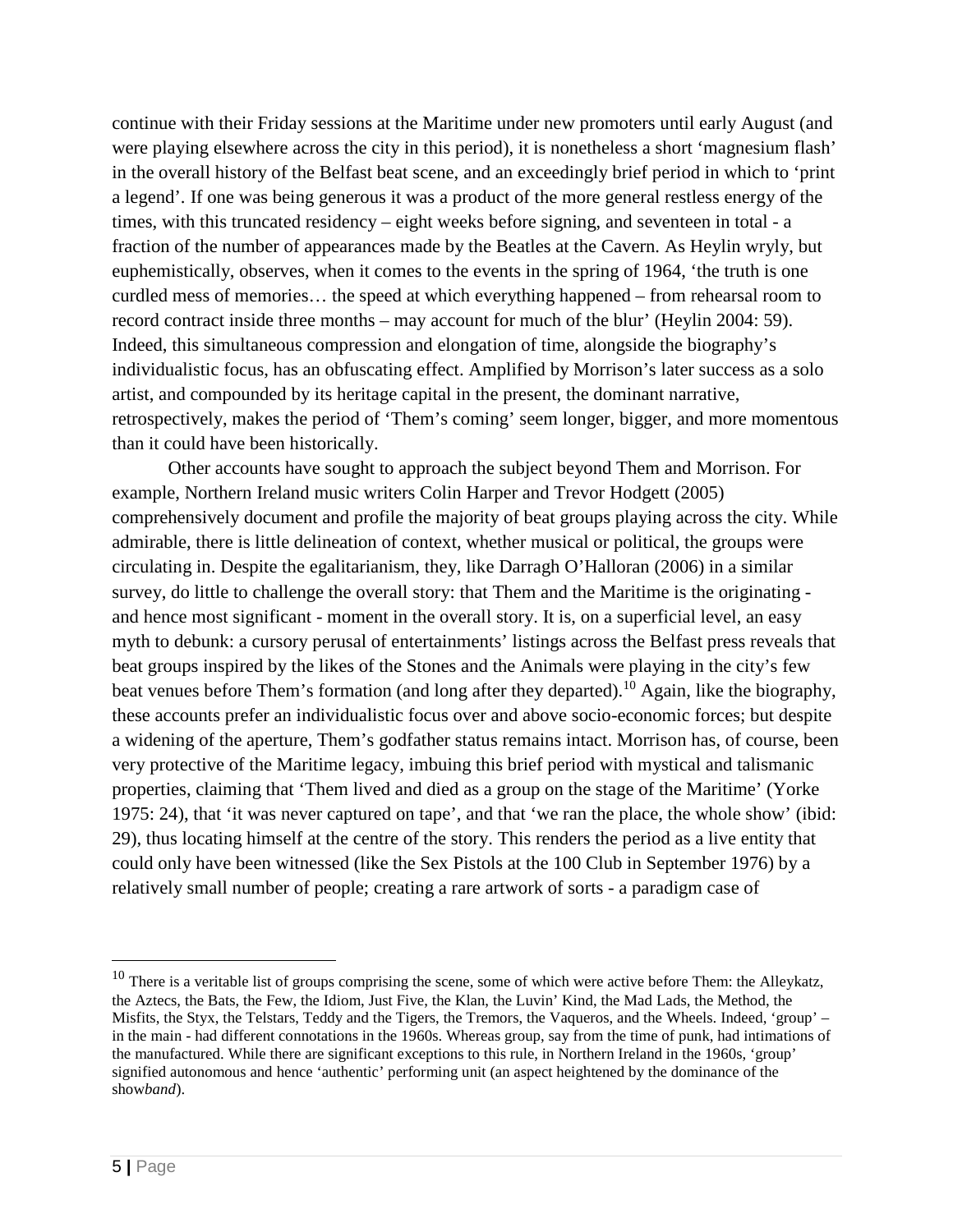continue with their Friday sessions at the Maritime under new promoters until early August (and were playing elsewhere across the city in this period), it is nonetheless a short 'magnesium flash' in the overall history of the Belfast beat scene, and an exceedingly brief period in which to 'print a legend'. If one was being generous it was a product of the more general restless energy of the times, with this truncated residency – eight weeks before signing, and seventeen in total - a fraction of the number of appearances made by the Beatles at the Cavern. As Heylin wryly, but euphemistically, observes, when it comes to the events in the spring of 1964, 'the truth is one curdled mess of memories… the speed at which everything happened – from rehearsal room to record contract inside three months – may account for much of the blur' (Heylin 2004: 59). Indeed, this simultaneous compression and elongation of time, alongside the biography's individualistic focus, has an obfuscating effect. Amplified by Morrison's later success as a solo artist, and compounded by its heritage capital in the present, the dominant narrative, retrospectively, makes the period of 'Them's coming' seem longer, bigger, and more momentous than it could have been historically.

Other accounts have sought to approach the subject beyond Them and Morrison. For example, Northern Ireland music writers Colin Harper and Trevor Hodgett (2005) comprehensively document and profile the majority of beat groups playing across the city. While admirable, there is little delineation of context, whether musical or political, the groups were circulating in. Despite the egalitarianism, they, like Darragh O'Halloran (2006) in a similar survey, do little to challenge the overall story: that Them and the Maritime is the originating - and hence most significant - moment in the overall story. It is, on a superficial level, an easy myth to debunk: a cursory perusal of entertainments' listings across the Belfast press reveals that beat groups inspired by the likes of the Stones and the Animals were playing in the city's few beat venues before Them's formation (and long after they departed).[10] Again, like the biography, these accounts prefer an individualistic focus over and above socio-economic forces; but despite a widening of the aperture, Them's godfather status remains intact. Morrison has, of course, been very protective of the Maritime legacy, imbuing this brief period with mystical and talismanic properties, claiming that 'Them lived and died as a group on the stage of the Maritime' (Yorke 1975: 24), that 'it was never captured on tape', and that 'we ran the place, the whole show' (ibid: 29), thus locating himself at the centre of the story. This renders the period as a live entity that could only have been witnessed (like the Sex Pistols at the 100 Club in September 1976) by a relatively small number of people; creating a rare artwork of sorts - a paradigm case of

---

[10] There is a veritable list of groups comprising the scene, some of which were active before Them: the Alleykatz, the Aztecs, the Bats, the Few, the Idiom, Just Five, the Klan, the Luvin' Kind, the Mad Lads, the Method, the Misfits, the Styx, the Telstars, Teddy and the Tigers, the Tremors, the Vaqueros, and the Wheels. Indeed, 'group' – in the main - had different connotations in the 1960s. Whereas group, say from the time of punk, had intimations of the manufactured. While there are significant exceptions to this rule, in Northern Ireland in the 1960s, 'group' signified autonomous and hence 'authentic' performing unit (an aspect heightened by the dominance of the show*band*).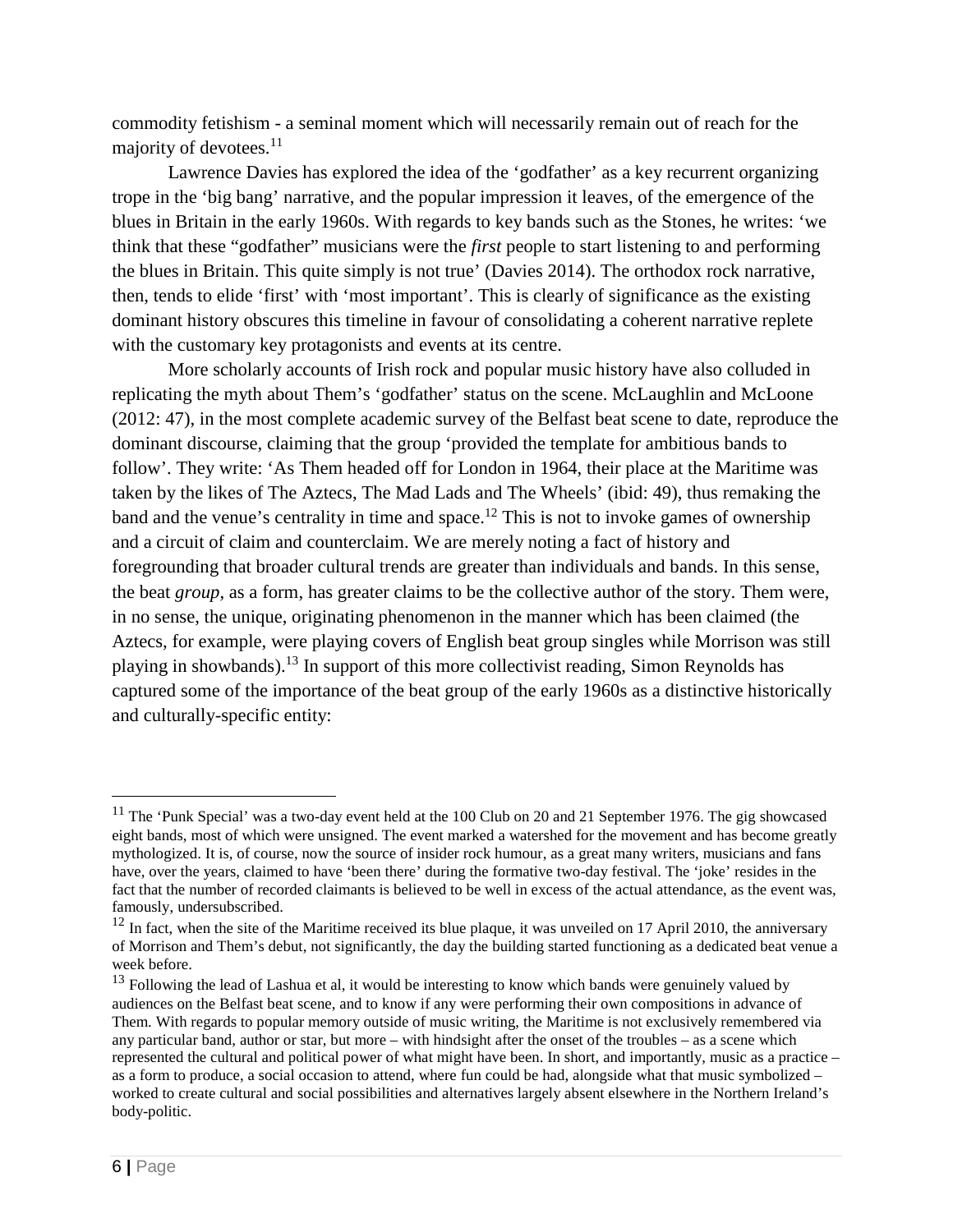commodity fetishism - a seminal moment which will necessarily remain out of reach for the majority of devotees.[11]

Lawrence Davies has explored the idea of the 'godfather' as a key recurrent organizing trope in the 'big bang' narrative, and the popular impression it leaves, of the emergence of the blues in Britain in the early 1960s. With regards to key bands such as the Stones, he writes: 'we think that these "godfather" musicians were the *first* people to start listening to and performing the blues in Britain. This quite simply is not true' (Davies 2014). The orthodox rock narrative, then, tends to elide 'first' with 'most important'. This is clearly of significance as the existing dominant history obscures this timeline in favour of consolidating a coherent narrative replete with the customary key protagonists and events at its centre.

More scholarly accounts of Irish rock and popular music history have also colluded in replicating the myth about Them's 'godfather' status on the scene. McLaughlin and McLoone (2012: 47), in the most complete academic survey of the Belfast beat scene to date, reproduce the dominant discourse, claiming that the group 'provided the template for ambitious bands to follow'. They write: 'As Them headed off for London in 1964, their place at the Maritime was taken by the likes of The Aztecs, The Mad Lads and The Wheels' (ibid: 49), thus remaking the band and the venue's centrality in time and space.[12] This is not to invoke games of ownership and a circuit of claim and counterclaim. We are merely noting a fact of history and foregrounding that broader cultural trends are greater than individuals and bands. In this sense, the beat *group*, as a form, has greater claims to be the collective author of the story. Them were, in no sense, the unique, originating phenomenon in the manner which has been claimed (the Aztecs, for example, were playing covers of English beat group singles while Morrison was still playing in showbands).[13] In support of this more collectivist reading, Simon Reynolds has captured some of the importance of the beat group of the early 1960s as a distinctive historically and culturally-specific entity:

---

[11] The 'Punk Special' was a two-day event held at the 100 Club on 20 and 21 September 1976. The gig showcased eight bands, most of which were unsigned. The event marked a watershed for the movement and has become greatly mythologized. It is, of course, now the source of insider rock humour, as a great many writers, musicians and fans have, over the years, claimed to have 'been there' during the formative two-day festival. The 'joke' resides in the fact that the number of recorded claimants is believed to be well in excess of the actual attendance, as the event was, famously, undersubscribed.

[12] In fact, when the site of the Maritime received its blue plaque, it was unveiled on 17 April 2010, the anniversary of Morrison and Them's debut, not significantly, the day the building started functioning as a dedicated beat venue a week before.

[13] Following the lead of Lashua et al, it would be interesting to know which bands were genuinely valued by audiences on the Belfast beat scene, and to know if any were performing their own compositions in advance of Them. With regards to popular memory outside of music writing, the Maritime is not exclusively remembered via any particular band, author or star, but more – with hindsight after the onset of the troubles – as a scene which represented the cultural and political power of what might have been. In short, and importantly, music as a practice – as a form to produce, a social occasion to attend, where fun could be had, alongside what that music symbolized – worked to create cultural and social possibilities and alternatives largely absent elsewhere in the Northern Ireland's body-politic.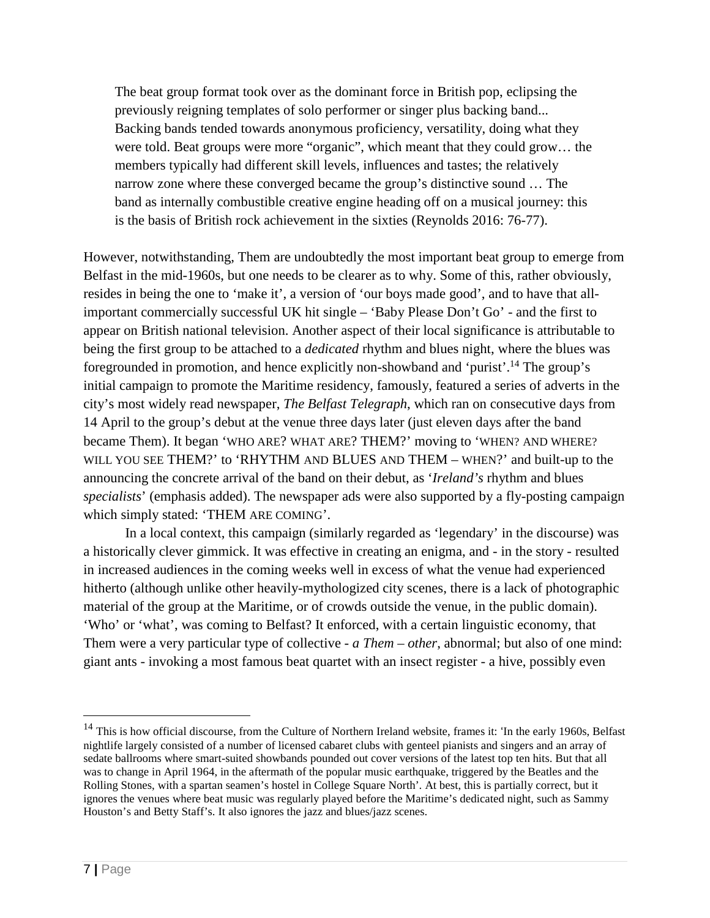> The beat group format took over as the dominant force in British pop, eclipsing the previously reigning templates of solo performer or singer plus backing band... Backing bands tended towards anonymous proficiency, versatility, doing what they were told. Beat groups were more "organic", which meant that they could grow… the members typically had different skill levels, influences and tastes; the relatively narrow zone where these converged became the group's distinctive sound … The band as internally combustible creative engine heading off on a musical journey: this is the basis of British rock achievement in the sixties (Reynolds 2016: 76-77).

However, notwithstanding, Them are undoubtedly the most important beat group to emerge from Belfast in the mid-1960s, but one needs to be clearer as to why. Some of this, rather obviously, resides in being the one to 'make it', a version of 'our boys made good', and to have that all-important commercially successful UK hit single – 'Baby Please Don't Go' - and the first to appear on British national television. Another aspect of their local significance is attributable to being the first group to be attached to a *dedicated* rhythm and blues night, where the blues was foregrounded in promotion, and hence explicitly non-showband and 'purist'.[14] The group's initial campaign to promote the Maritime residency, famously, featured a series of adverts in the city's most widely read newspaper, *The Belfast Telegraph*, which ran on consecutive days from 14 April to the group's debut at the venue three days later (just eleven days after the band became Them). It began 'WHO ARE? WHAT ARE? THEM?' moving to 'WHEN? AND WHERE? WILL YOU SEE THEM?' to 'RHYTHM AND BLUES AND THEM – WHEN?' and built-up to the announcing the concrete arrival of the band on their debut, as '*Ireland's* rhythm and blues *specialists*' (emphasis added). The newspaper ads were also supported by a fly-posting campaign which simply stated: 'THEM ARE COMING'.

In a local context, this campaign (similarly regarded as 'legendary' in the discourse) was a historically clever gimmick. It was effective in creating an enigma, and - in the story - resulted in increased audiences in the coming weeks well in excess of what the venue had experienced hitherto (although unlike other heavily-mythologized city scenes, there is a lack of photographic material of the group at the Maritime, or of crowds outside the venue, in the public domain). 'Who' or 'what', was coming to Belfast? It enforced, with a certain linguistic economy, that Them were a very particular type of collective - *a Them – other*, abnormal; but also of one mind: giant ants - invoking a most famous beat quartet with an insect register - a hive, possibly even

---

[14] This is how official discourse, from the Culture of Northern Ireland website, frames it: 'In the early 1960s, Belfast nightlife largely consisted of a number of licensed cabaret clubs with genteel pianists and singers and an array of sedate ballrooms where smart-suited showbands pounded out cover versions of the latest top ten hits. But that all was to change in April 1964, in the aftermath of the popular music earthquake, triggered by the Beatles and the Rolling Stones, with a spartan seamen's hostel in College Square North'. At best, this is partially correct, but it ignores the venues where beat music was regularly played before the Maritime's dedicated night, such as Sammy Houston's and Betty Staff's. It also ignores the jazz and blues/jazz scenes.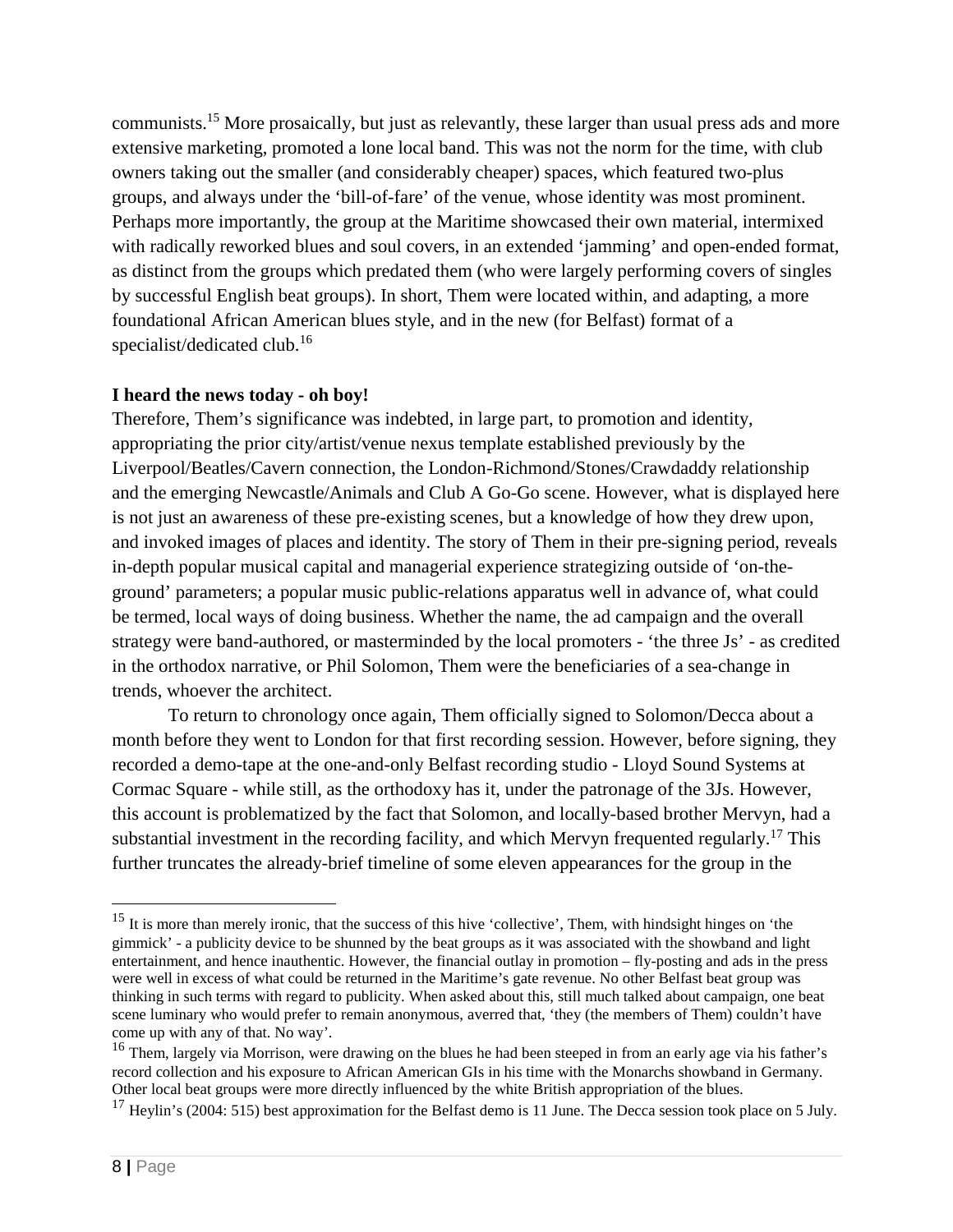communists.[15] More prosaically, but just as relevantly, these larger than usual press ads and more extensive marketing, promoted a lone local band. This was not the norm for the time, with club owners taking out the smaller (and considerably cheaper) spaces, which featured two-plus groups, and always under the 'bill-of-fare' of the venue, whose identity was most prominent. Perhaps more importantly, the group at the Maritime showcased their own material, intermixed with radically reworked blues and soul covers, in an extended 'jamming' and open-ended format, as distinct from the groups which predated them (who were largely performing covers of singles by successful English beat groups). In short, Them were located within, and adapting, a more foundational African American blues style, and in the new (for Belfast) format of a specialist/dedicated club.[16]

**I heard the news today - oh boy!**

Therefore, Them's significance was indebted, in large part, to promotion and identity, appropriating the prior city/artist/venue nexus template established previously by the Liverpool/Beatles/Cavern connection, the London-Richmond/Stones/Crawdaddy relationship and the emerging Newcastle/Animals and Club A Go-Go scene. However, what is displayed here is not just an awareness of these pre-existing scenes, but a knowledge of how they drew upon, and invoked images of places and identity. The story of Them in their pre-signing period, reveals in-depth popular musical capital and managerial experience strategizing outside of 'on-the-ground' parameters; a popular music public-relations apparatus well in advance of, what could be termed, local ways of doing business. Whether the name, the ad campaign and the overall strategy were band-authored, or masterminded by the local promoters - 'the three Js' - as credited in the orthodox narrative, or Phil Solomon, Them were the beneficiaries of a sea-change in trends, whoever the architect.

To return to chronology once again, Them officially signed to Solomon/Decca about a month before they went to London for that first recording session. However, before signing, they recorded a demo-tape at the one-and-only Belfast recording studio - Lloyd Sound Systems at Cormac Square - while still, as the orthodoxy has it, under the patronage of the 3Js. However, this account is problematized by the fact that Solomon, and locally-based brother Mervyn, had a substantial investment in the recording facility, and which Mervyn frequented regularly.[17] This further truncates the already-brief timeline of some eleven appearances for the group in the

---

[15] It is more than merely ironic, that the success of this hive 'collective', Them, with hindsight hinges on 'the gimmick' - a publicity device to be shunned by the beat groups as it was associated with the showband and light entertainment, and hence inauthentic. However, the financial outlay in promotion – fly-posting and ads in the press were well in excess of what could be returned in the Maritime's gate revenue. No other Belfast beat group was thinking in such terms with regard to publicity. When asked about this, still much talked about campaign, one beat scene luminary who would prefer to remain anonymous, averred that, 'they (the members of Them) couldn't have come up with any of that. No way'.

[16] Them, largely via Morrison, were drawing on the blues he had been steeped in from an early age via his father's record collection and his exposure to African American GIs in his time with the Monarchs showband in Germany. Other local beat groups were more directly influenced by the white British appropriation of the blues.

[17] Heylin's (2004: 515) best approximation for the Belfast demo is 11 June. The Decca session took place on 5 July.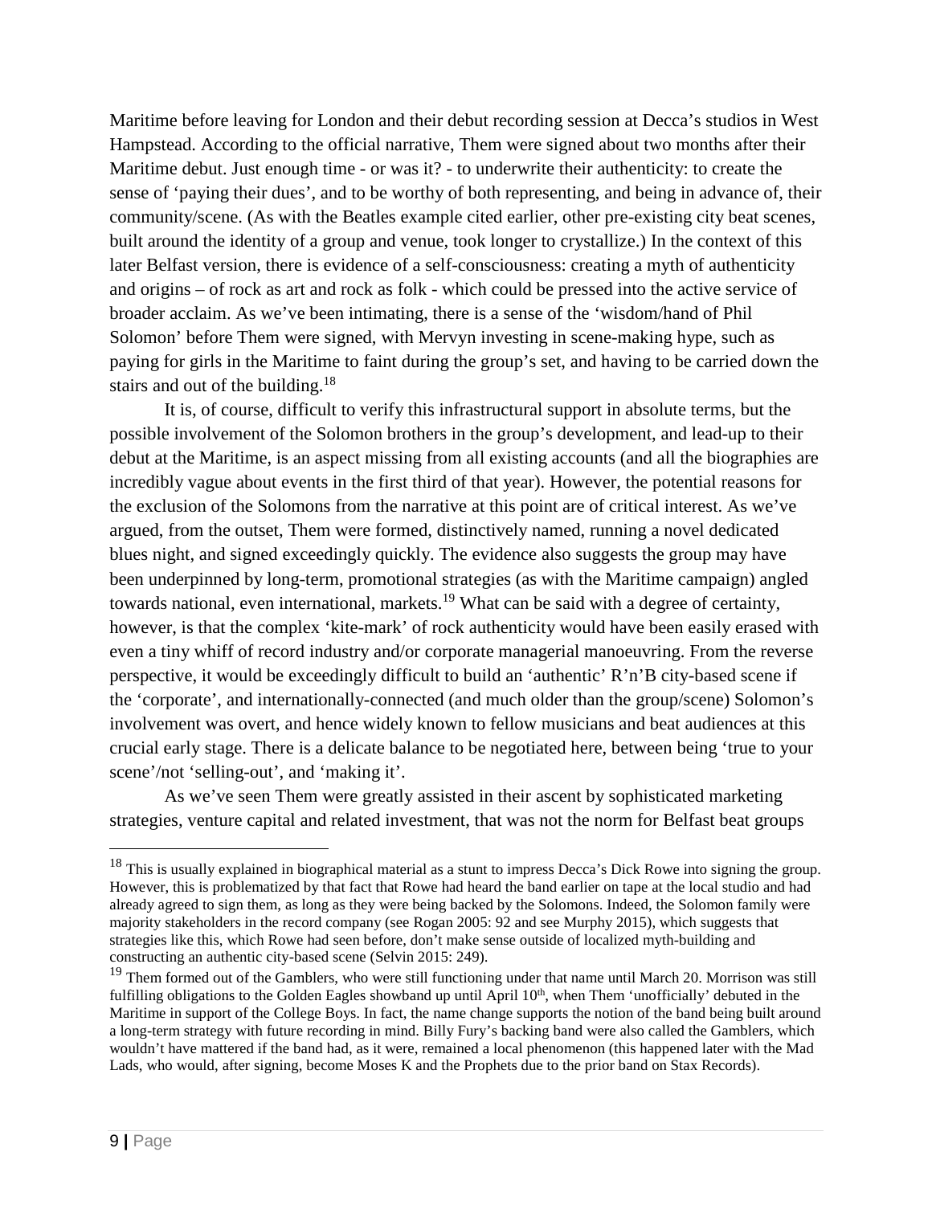Maritime before leaving for London and their debut recording session at Decca's studios in West Hampstead. According to the official narrative, Them were signed about two months after their Maritime debut. Just enough time - or was it? - to underwrite their authenticity: to create the sense of 'paying their dues', and to be worthy of both representing, and being in advance of, their community/scene. (As with the Beatles example cited earlier, other pre-existing city beat scenes, built around the identity of a group and venue, took longer to crystallize.) In the context of this later Belfast version, there is evidence of a self-consciousness: creating a myth of authenticity and origins – of rock as art and rock as folk - which could be pressed into the active service of broader acclaim. As we've been intimating, there is a sense of the 'wisdom/hand of Phil Solomon' before Them were signed, with Mervyn investing in scene-making hype, such as paying for girls in the Maritime to faint during the group's set, and having to be carried down the stairs and out of the building.[18]

It is, of course, difficult to verify this infrastructural support in absolute terms, but the possible involvement of the Solomon brothers in the group's development, and lead-up to their debut at the Maritime, is an aspect missing from all existing accounts (and all the biographies are incredibly vague about events in the first third of that year). However, the potential reasons for the exclusion of the Solomons from the narrative at this point are of critical interest. As we've argued, from the outset, Them were formed, distinctively named, running a novel dedicated blues night, and signed exceedingly quickly. The evidence also suggests the group may have been underpinned by long-term, promotional strategies (as with the Maritime campaign) angled towards national, even international, markets.[19] What can be said with a degree of certainty, however, is that the complex 'kite-mark' of rock authenticity would have been easily erased with even a tiny whiff of record industry and/or corporate managerial manoeuvring. From the reverse perspective, it would be exceedingly difficult to build an 'authentic' R'n'B city-based scene if the 'corporate', and internationally-connected (and much older than the group/scene) Solomon's involvement was overt, and hence widely known to fellow musicians and beat audiences at this crucial early stage. There is a delicate balance to be negotiated here, between being 'true to your scene'/not 'selling-out', and 'making it'.

As we've seen Them were greatly assisted in their ascent by sophisticated marketing strategies, venture capital and related investment, that was not the norm for Belfast beat groups

---

[18] This is usually explained in biographical material as a stunt to impress Decca's Dick Rowe into signing the group. However, this is problematized by that fact that Rowe had heard the band earlier on tape at the local studio and had already agreed to sign them, as long as they were being backed by the Solomons. Indeed, the Solomon family were majority stakeholders in the record company (see Rogan 2005: 92 and see Murphy 2015), which suggests that strategies like this, which Rowe had seen before, don't make sense outside of localized myth-building and constructing an authentic city-based scene (Selvin 2015: 249).

[19] Them formed out of the Gamblers, who were still functioning under that name until March 20. Morrison was still fulfilling obligations to the Golden Eagles showband up until April 10th, when Them 'unofficially' debuted in the Maritime in support of the College Boys. In fact, the name change supports the notion of the band being built around a long-term strategy with future recording in mind. Billy Fury's backing band were also called the Gamblers, which wouldn't have mattered if the band had, as it were, remained a local phenomenon (this happened later with the Mad Lads, who would, after signing, become Moses K and the Prophets due to the prior band on Stax Records).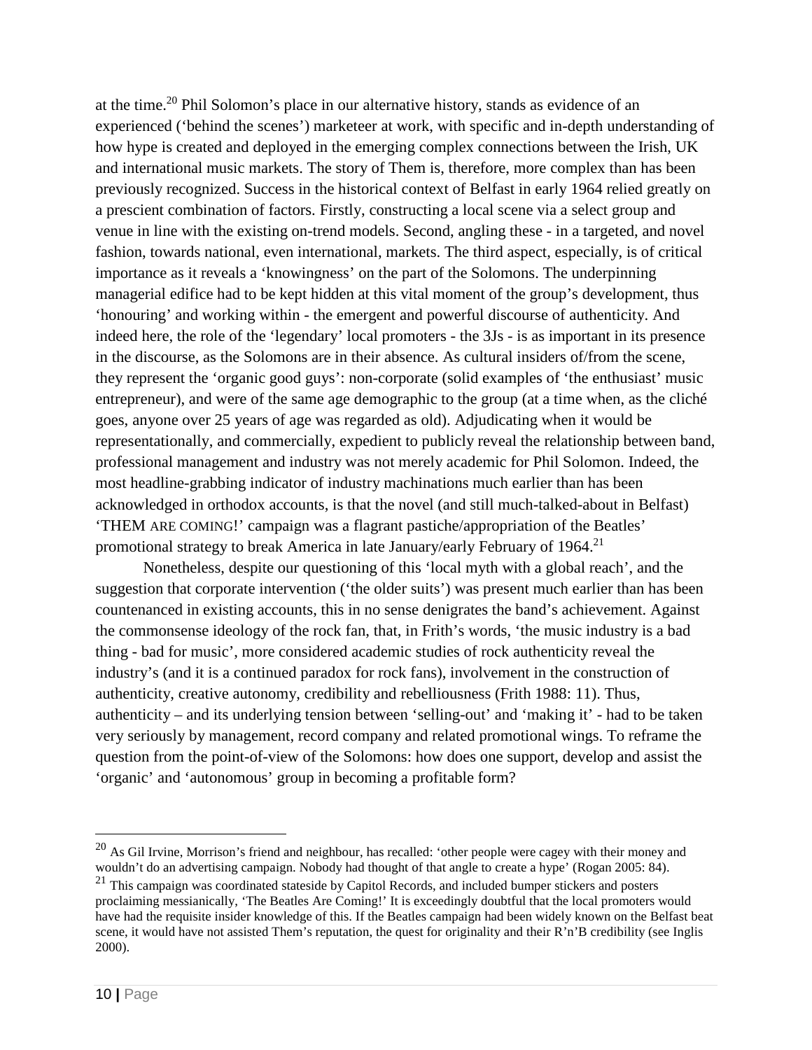at the time.[20] Phil Solomon's place in our alternative history, stands as evidence of an experienced ('behind the scenes') marketeer at work, with specific and in-depth understanding of how hype is created and deployed in the emerging complex connections between the Irish, UK and international music markets. The story of Them is, therefore, more complex than has been previously recognized. Success in the historical context of Belfast in early 1964 relied greatly on a prescient combination of factors. Firstly, constructing a local scene via a select group and venue in line with the existing on-trend models. Second, angling these - in a targeted, and novel fashion, towards national, even international, markets. The third aspect, especially, is of critical importance as it reveals a 'knowingness' on the part of the Solomons. The underpinning managerial edifice had to be kept hidden at this vital moment of the group's development, thus 'honouring' and working within - the emergent and powerful discourse of authenticity. And indeed here, the role of the 'legendary' local promoters - the 3Js - is as important in its presence in the discourse, as the Solomons are in their absence. As cultural insiders of/from the scene, they represent the 'organic good guys': non-corporate (solid examples of 'the enthusiast' music entrepreneur), and were of the same age demographic to the group (at a time when, as the cliché goes, anyone over 25 years of age was regarded as old). Adjudicating when it would be representationally, and commercially, expedient to publicly reveal the relationship between band, professional management and industry was not merely academic for Phil Solomon. Indeed, the most headline-grabbing indicator of industry machinations much earlier than has been acknowledged in orthodox accounts, is that the novel (and still much-talked-about in Belfast) 'THEM ARE COMING!' campaign was a flagrant pastiche/appropriation of the Beatles' promotional strategy to break America in late January/early February of 1964.[21]

Nonetheless, despite our questioning of this 'local myth with a global reach', and the suggestion that corporate intervention ('the older suits') was present much earlier than has been countenanced in existing accounts, this in no sense denigrates the band's achievement. Against the commonsense ideology of the rock fan, that, in Frith's words, 'the music industry is a bad thing - bad for music', more considered academic studies of rock authenticity reveal the industry's (and it is a continued paradox for rock fans), involvement in the construction of authenticity, creative autonomy, credibility and rebelliousness (Frith 1988: 11). Thus, authenticity – and its underlying tension between 'selling-out' and 'making it' - had to be taken very seriously by management, record company and related promotional wings. To reframe the question from the point-of-view of the Solomons: how does one support, develop and assist the 'organic' and 'autonomous' group in becoming a profitable form?

---

[20] As Gil Irvine, Morrison's friend and neighbour, has recalled: 'other people were cagey with their money and wouldn't do an advertising campaign. Nobody had thought of that angle to create a hype' (Rogan 2005: 84).

[21] This campaign was coordinated stateside by Capitol Records, and included bumper stickers and posters proclaiming messianically, 'The Beatles Are Coming!' It is exceedingly doubtful that the local promoters would have had the requisite insider knowledge of this. If the Beatles campaign had been widely known on the Belfast beat scene, it would have not assisted Them's reputation, the quest for originality and their R'n'B credibility (see Inglis 2000).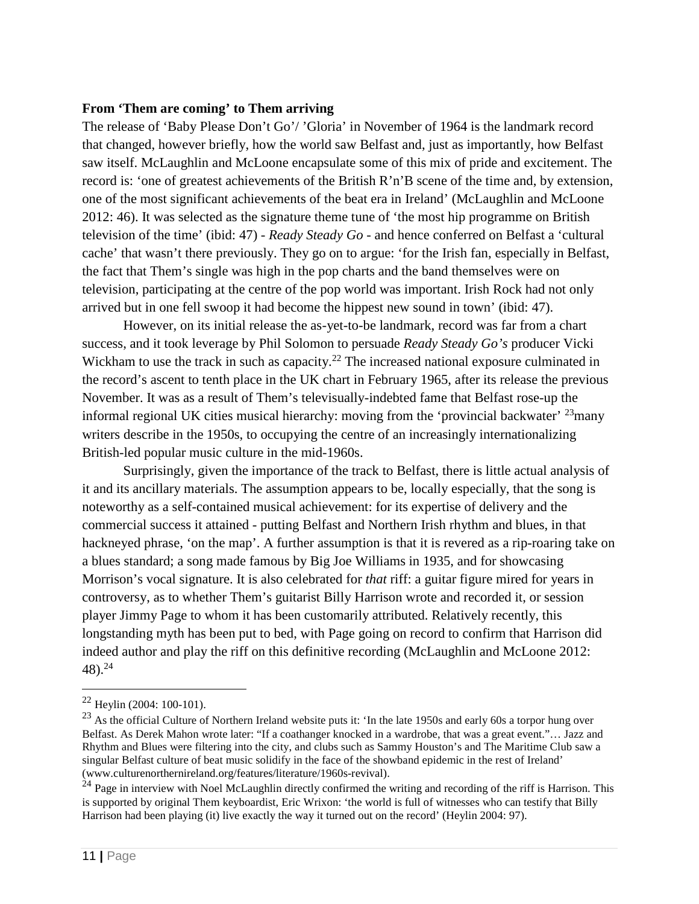**From 'Them are coming' to Them arriving**

The release of 'Baby Please Don't Go'/ 'Gloria' in November of 1964 is the landmark record that changed, however briefly, how the world saw Belfast and, just as importantly, how Belfast saw itself. McLaughlin and McLoone encapsulate some of this mix of pride and excitement. The record is: 'one of greatest achievements of the British R'n'B scene of the time and, by extension, one of the most significant achievements of the beat era in Ireland' (McLaughlin and McLoone 2012: 46). It was selected as the signature theme tune of 'the most hip programme on British television of the time' (ibid: 47) - *Ready Steady Go* - and hence conferred on Belfast a 'cultural cache' that wasn't there previously. They go on to argue: 'for the Irish fan, especially in Belfast, the fact that Them's single was high in the pop charts and the band themselves were on television, participating at the centre of the pop world was important. Irish Rock had not only arrived but in one fell swoop it had become the hippest new sound in town' (ibid: 47).

However, on its initial release the as-yet-to-be landmark, record was far from a chart success, and it took leverage by Phil Solomon to persuade *Ready Steady Go's* producer Vicki Wickham to use the track in such as capacity.[22] The increased national exposure culminated in the record's ascent to tenth place in the UK chart in February 1965, after its release the previous November. It was as a result of Them's televisually-indebted fame that Belfast rose-up the informal regional UK cities musical hierarchy: moving from the 'provincial backwater' [23]many writers describe in the 1950s, to occupying the centre of an increasingly internationalizing British-led popular music culture in the mid-1960s.

Surprisingly, given the importance of the track to Belfast, there is little actual analysis of it and its ancillary materials. The assumption appears to be, locally especially, that the song is noteworthy as a self-contained musical achievement: for its expertise of delivery and the commercial success it attained - putting Belfast and Northern Irish rhythm and blues, in that hackneyed phrase, 'on the map'. A further assumption is that it is revered as a rip-roaring take on a blues standard; a song made famous by Big Joe Williams in 1935, and for showcasing Morrison's vocal signature. It is also celebrated for *that* riff: a guitar figure mired for years in controversy, as to whether Them's guitarist Billy Harrison wrote and recorded it, or session player Jimmy Page to whom it has been customarily attributed. Relatively recently, this longstanding myth has been put to bed, with Page going on record to confirm that Harrison did indeed author and play the riff on this definitive recording (McLaughlin and McLoone 2012: 48).[24]

---

[22] Heylin (2004: 100-101).

[23] As the official Culture of Northern Ireland website puts it: 'In the late 1950s and early 60s a torpor hung over Belfast. As Derek Mahon wrote later: "If a coathanger knocked in a wardrobe, that was a great event."… Jazz and Rhythm and Blues were filtering into the city, and clubs such as Sammy Houston's and The Maritime Club saw a singular Belfast culture of beat music solidify in the face of the showband epidemic in the rest of Ireland' (www.culturenorthernireland.org/features/literature/1960s-revival).

[24] Page in interview with Noel McLaughlin directly confirmed the writing and recording of the riff is Harrison. This is supported by original Them keyboardist, Eric Wrixon: 'the world is full of witnesses who can testify that Billy Harrison had been playing (it) live exactly the way it turned out on the record' (Heylin 2004: 97).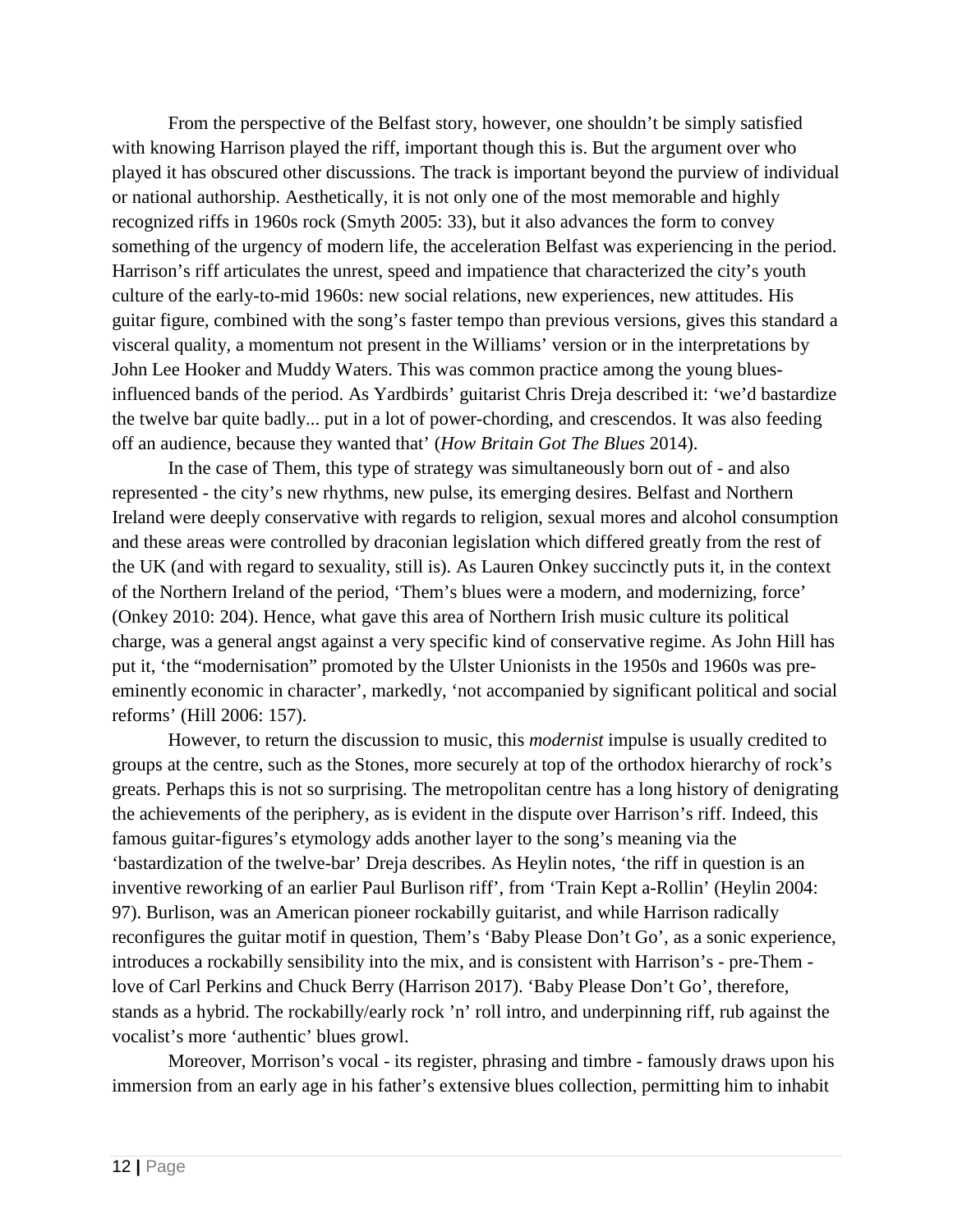From the perspective of the Belfast story, however, one shouldn't be simply satisfied with knowing Harrison played the riff, important though this is. But the argument over who played it has obscured other discussions. The track is important beyond the purview of individual or national authorship. Aesthetically, it is not only one of the most memorable and highly recognized riffs in 1960s rock (Smyth 2005: 33), but it also advances the form to convey something of the urgency of modern life, the acceleration Belfast was experiencing in the period. Harrison's riff articulates the unrest, speed and impatience that characterized the city's youth culture of the early-to-mid 1960s: new social relations, new experiences, new attitudes. His guitar figure, combined with the song's faster tempo than previous versions, gives this standard a visceral quality, a momentum not present in the Williams' version or in the interpretations by John Lee Hooker and Muddy Waters. This was common practice among the young blues-influenced bands of the period. As Yardbirds' guitarist Chris Dreja described it: 'we'd bastardize the twelve bar quite badly... put in a lot of power-chording, and crescendos. It was also feeding off an audience, because they wanted that' (*How Britain Got The Blues* 2014).

In the case of Them, this type of strategy was simultaneously born out of - and also represented - the city's new rhythms, new pulse, its emerging desires. Belfast and Northern Ireland were deeply conservative with regards to religion, sexual mores and alcohol consumption and these areas were controlled by draconian legislation which differed greatly from the rest of the UK (and with regard to sexuality, still is). As Lauren Onkey succinctly puts it, in the context of the Northern Ireland of the period, 'Them's blues were a modern, and modernizing, force' (Onkey 2010: 204). Hence, what gave this area of Northern Irish music culture its political charge, was a general angst against a very specific kind of conservative regime. As John Hill has put it, 'the "modernisation" promoted by the Ulster Unionists in the 1950s and 1960s was pre-eminently economic in character', markedly, 'not accompanied by significant political and social reforms' (Hill 2006: 157).

However, to return the discussion to music, this *modernist* impulse is usually credited to groups at the centre, such as the Stones, more securely at top of the orthodox hierarchy of rock's greats. Perhaps this is not so surprising. The metropolitan centre has a long history of denigrating the achievements of the periphery, as is evident in the dispute over Harrison's riff. Indeed, this famous guitar-figures's etymology adds another layer to the song's meaning via the 'bastardization of the twelve-bar' Dreja describes. As Heylin notes, 'the riff in question is an inventive reworking of an earlier Paul Burlison riff', from 'Train Kept a-Rollin' (Heylin 2004: 97). Burlison, was an American pioneer rockabilly guitarist, and while Harrison radically reconfigures the guitar motif in question, Them's 'Baby Please Don't Go', as a sonic experience, introduces a rockabilly sensibility into the mix, and is consistent with Harrison's - pre-Them - love of Carl Perkins and Chuck Berry (Harrison 2017). 'Baby Please Don't Go', therefore, stands as a hybrid. The rockabilly/early rock 'n' roll intro, and underpinning riff, rub against the vocalist's more 'authentic' blues growl.

Moreover, Morrison's vocal - its register, phrasing and timbre - famously draws upon his immersion from an early age in his father's extensive blues collection, permitting him to inhabit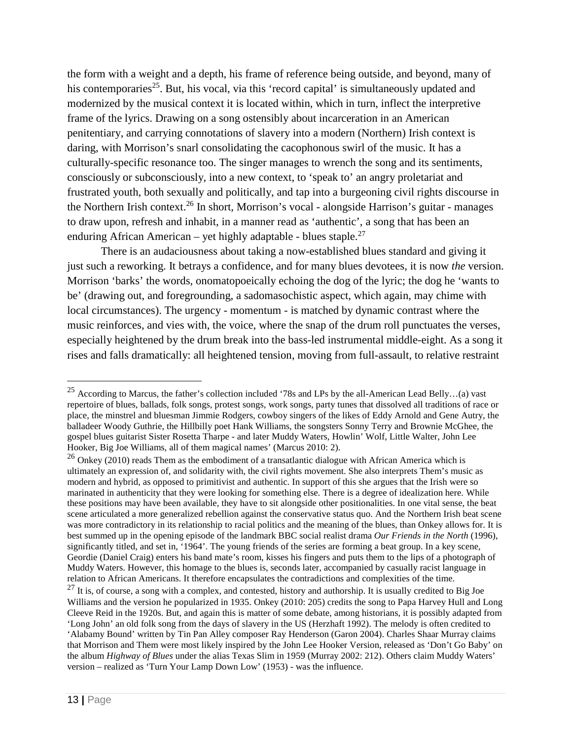the form with a weight and a depth, his frame of reference being outside, and beyond, many of his contemporaries[25]. But, his vocal, via this 'record capital' is simultaneously updated and modernized by the musical context it is located within, which in turn, inflect the interpretive frame of the lyrics. Drawing on a song ostensibly about incarceration in an American penitentiary, and carrying connotations of slavery into a modern (Northern) Irish context is daring, with Morrison's snarl consolidating the cacophonous swirl of the music. It has a culturally-specific resonance too. The singer manages to wrench the song and its sentiments, consciously or subconsciously, into a new context, to 'speak to' an angry proletariat and frustrated youth, both sexually and politically, and tap into a burgeoning civil rights discourse in the Northern Irish context.[26] In short, Morrison's vocal - alongside Harrison's guitar - manages to draw upon, refresh and inhabit, in a manner read as 'authentic', a song that has been an enduring African American – yet highly adaptable - blues staple.[27]

There is an audaciousness about taking a now-established blues standard and giving it just such a reworking. It betrays a confidence, and for many blues devotees, it is now *the* version. Morrison 'barks' the words, onomatopoeically echoing the dog of the lyric; the dog he 'wants to be' (drawing out, and foregrounding, a sadomasochistic aspect, which again, may chime with local circumstances). The urgency - momentum - is matched by dynamic contrast where the music reinforces, and vies with, the voice, where the snap of the drum roll punctuates the verses, especially heightened by the drum break into the bass-led instrumental middle-eight. As a song it rises and falls dramatically: all heightened tension, moving from full-assault, to relative restraint

---

[25] According to Marcus, the father's collection included '78s and LPs by the all-American Lead Belly…(a) vast repertoire of blues, ballads, folk songs, protest songs, work songs, party tunes that dissolved all traditions of race or place, the minstrel and bluesman Jimmie Rodgers, cowboy singers of the likes of Eddy Arnold and Gene Autry, the balladeer Woody Guthrie, the Hillbilly poet Hank Williams, the songsters Sonny Terry and Brownie McGhee, the gospel blues guitarist Sister Rosetta Tharpe - and later Muddy Waters, Howlin' Wolf, Little Walter, John Lee Hooker, Big Joe Williams, all of them magical names' (Marcus 2010: 2).

[26] Onkey (2010) reads Them as the embodiment of a transatlantic dialogue with African America which is ultimately an expression of, and solidarity with, the civil rights movement. She also interprets Them's music as modern and hybrid, as opposed to primitivist and authentic. In support of this she argues that the Irish were so marinated in authenticity that they were looking for something else. There is a degree of idealization here. While these positions may have been available, they have to sit alongside other positionalities. In one vital sense, the beat scene articulated a more generalized rebellion against the conservative status quo. And the Northern Irish beat scene was more contradictory in its relationship to racial politics and the meaning of the blues, than Onkey allows for. It is best summed up in the opening episode of the landmark BBC social realist drama *Our Friends in the North* (1996), significantly titled, and set in, '1964'. The young friends of the series are forming a beat group. In a key scene, Geordie (Daniel Craig) enters his band mate's room, kisses his fingers and puts them to the lips of a photograph of Muddy Waters. However, this homage to the blues is, seconds later, accompanied by casually racist language in relation to African Americans. It therefore encapsulates the contradictions and complexities of the time.

[27] It is, of course, a song with a complex, and contested, history and authorship. It is usually credited to Big Joe Williams and the version he popularized in 1935. Onkey (2010: 205) credits the song to Papa Harvey Hull and Long Cleeve Reid in the 1920s. But, and again this is matter of some debate, among historians, it is possibly adapted from 'Long John' an old folk song from the days of slavery in the US (Herzhaft 1992). The melody is often credited to 'Alabamy Bound' written by Tin Pan Alley composer Ray Henderson (Garon 2004). Charles Shaar Murray claims that Morrison and Them were most likely inspired by the John Lee Hooker Version, released as 'Don't Go Baby' on the album *Highway of Blues* under the alias Texas Slim in 1959 (Murray 2002: 212). Others claim Muddy Waters' version – realized as 'Turn Your Lamp Down Low' (1953) - was the influence.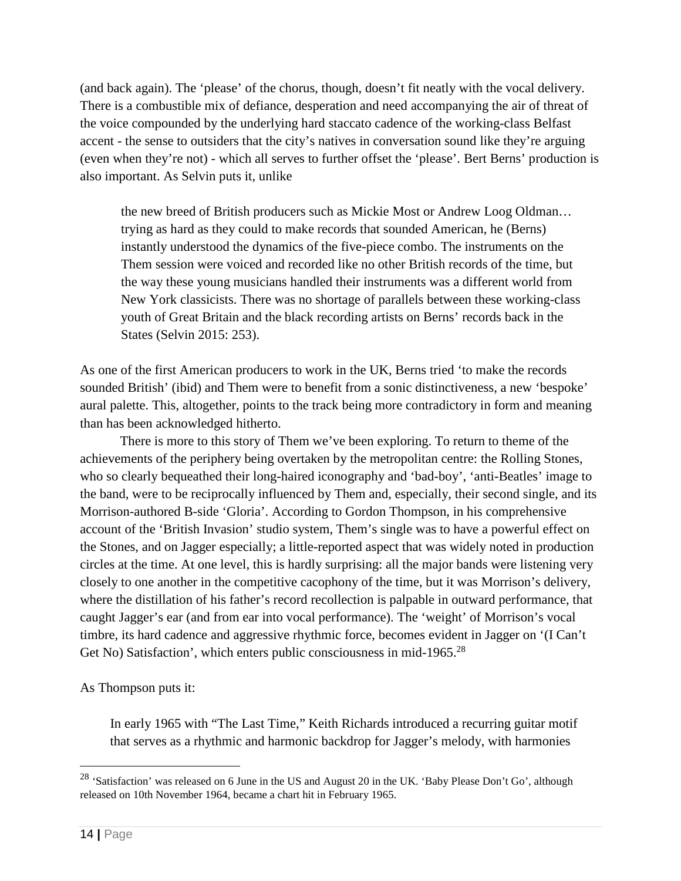(and back again). The 'please' of the chorus, though, doesn't fit neatly with the vocal delivery. There is a combustible mix of defiance, desperation and need accompanying the air of threat of the voice compounded by the underlying hard staccato cadence of the working-class Belfast accent - the sense to outsiders that the city's natives in conversation sound like they're arguing (even when they're not) - which all serves to further offset the 'please'. Bert Berns' production is also important. As Selvin puts it, unlike

> the new breed of British producers such as Mickie Most or Andrew Loog Oldman… trying as hard as they could to make records that sounded American, he (Berns) instantly understood the dynamics of the five-piece combo. The instruments on the Them session were voiced and recorded like no other British records of the time, but the way these young musicians handled their instruments was a different world from New York classicists. There was no shortage of parallels between these working-class youth of Great Britain and the black recording artists on Berns' records back in the States (Selvin 2015: 253).

As one of the first American producers to work in the UK, Berns tried 'to make the records sounded British' (ibid) and Them were to benefit from a sonic distinctiveness, a new 'bespoke' aural palette. This, altogether, points to the track being more contradictory in form and meaning than has been acknowledged hitherto.

There is more to this story of Them we've been exploring. To return to theme of the achievements of the periphery being overtaken by the metropolitan centre: the Rolling Stones, who so clearly bequeathed their long-haired iconography and 'bad-boy', 'anti-Beatles' image to the band, were to be reciprocally influenced by Them and, especially, their second single, and its Morrison-authored B-side 'Gloria'. According to Gordon Thompson, in his comprehensive account of the 'British Invasion' studio system, Them's single was to have a powerful effect on the Stones, and on Jagger especially; a little-reported aspect that was widely noted in production circles at the time. At one level, this is hardly surprising: all the major bands were listening very closely to one another in the competitive cacophony of the time, but it was Morrison's delivery, where the distillation of his father's record recollection is palpable in outward performance, that caught Jagger's ear (and from ear into vocal performance). The 'weight' of Morrison's vocal timbre, its hard cadence and aggressive rhythmic force, becomes evident in Jagger on '(I Can't Get No) Satisfaction', which enters public consciousness in mid-1965.[28]

As Thompson puts it:

> In early 1965 with "The Last Time," Keith Richards introduced a recurring guitar motif that serves as a rhythmic and harmonic backdrop for Jagger's melody, with harmonies

---

[28] 'Satisfaction' was released on 6 June in the US and August 20 in the UK. 'Baby Please Don't Go', although released on 10th November 1964, became a chart hit in February 1965.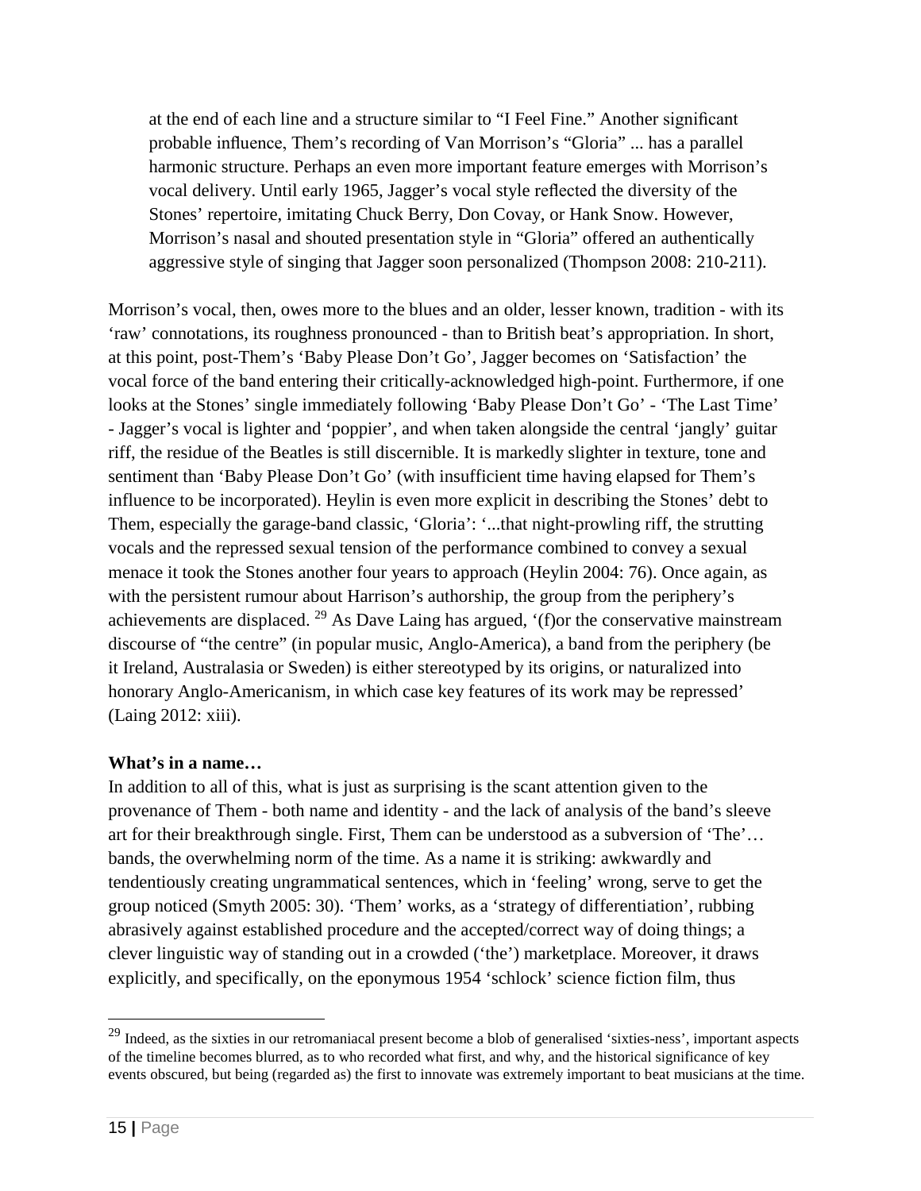> at the end of each line and a structure similar to "I Feel Fine." Another significant probable influence, Them's recording of Van Morrison's "Gloria" ... has a parallel harmonic structure. Perhaps an even more important feature emerges with Morrison's vocal delivery. Until early 1965, Jagger's vocal style reflected the diversity of the Stones' repertoire, imitating Chuck Berry, Don Covay, or Hank Snow. However, Morrison's nasal and shouted presentation style in "Gloria" offered an authentically aggressive style of singing that Jagger soon personalized (Thompson 2008: 210-211).

Morrison's vocal, then, owes more to the blues and an older, lesser known, tradition - with its 'raw' connotations, its roughness pronounced - than to British beat's appropriation. In short, at this point, post-Them's 'Baby Please Don't Go', Jagger becomes on 'Satisfaction' the vocal force of the band entering their critically-acknowledged high-point. Furthermore, if one looks at the Stones' single immediately following 'Baby Please Don't Go' - 'The Last Time' - Jagger's vocal is lighter and 'poppier', and when taken alongside the central 'jangly' guitar riff, the residue of the Beatles is still discernible. It is markedly slighter in texture, tone and sentiment than 'Baby Please Don't Go' (with insufficient time having elapsed for Them's influence to be incorporated). Heylin is even more explicit in describing the Stones' debt to Them, especially the garage-band classic, 'Gloria': '...that night-prowling riff, the strutting vocals and the repressed sexual tension of the performance combined to convey a sexual menace it took the Stones another four years to approach (Heylin 2004: 76). Once again, as with the persistent rumour about Harrison's authorship, the group from the periphery's achievements are displaced. [29] As Dave Laing has argued, '(f)or the conservative mainstream discourse of "the centre" (in popular music, Anglo-America), a band from the periphery (be it Ireland, Australasia or Sweden) is either stereotyped by its origins, or naturalized into honorary Anglo-Americanism, in which case key features of its work may be repressed' (Laing 2012: xiii).

**What's in a name…**

In addition to all of this, what is just as surprising is the scant attention given to the provenance of Them - both name and identity - and the lack of analysis of the band's sleeve art for their breakthrough single. First, Them can be understood as a subversion of 'The'… bands, the overwhelming norm of the time. As a name it is striking: awkwardly and tendentiously creating ungrammatical sentences, which in 'feeling' wrong, serve to get the group noticed (Smyth 2005: 30). 'Them' works, as a 'strategy of differentiation', rubbing abrasively against established procedure and the accepted/correct way of doing things; a clever linguistic way of standing out in a crowded ('the') marketplace. Moreover, it draws explicitly, and specifically, on the eponymous 1954 'schlock' science fiction film, thus

---

[29] Indeed, as the sixties in our retromaniacal present become a blob of generalised 'sixties-ness', important aspects of the timeline becomes blurred, as to who recorded what first, and why, and the historical significance of key events obscured, but being (regarded as) the first to innovate was extremely important to beat musicians at the time.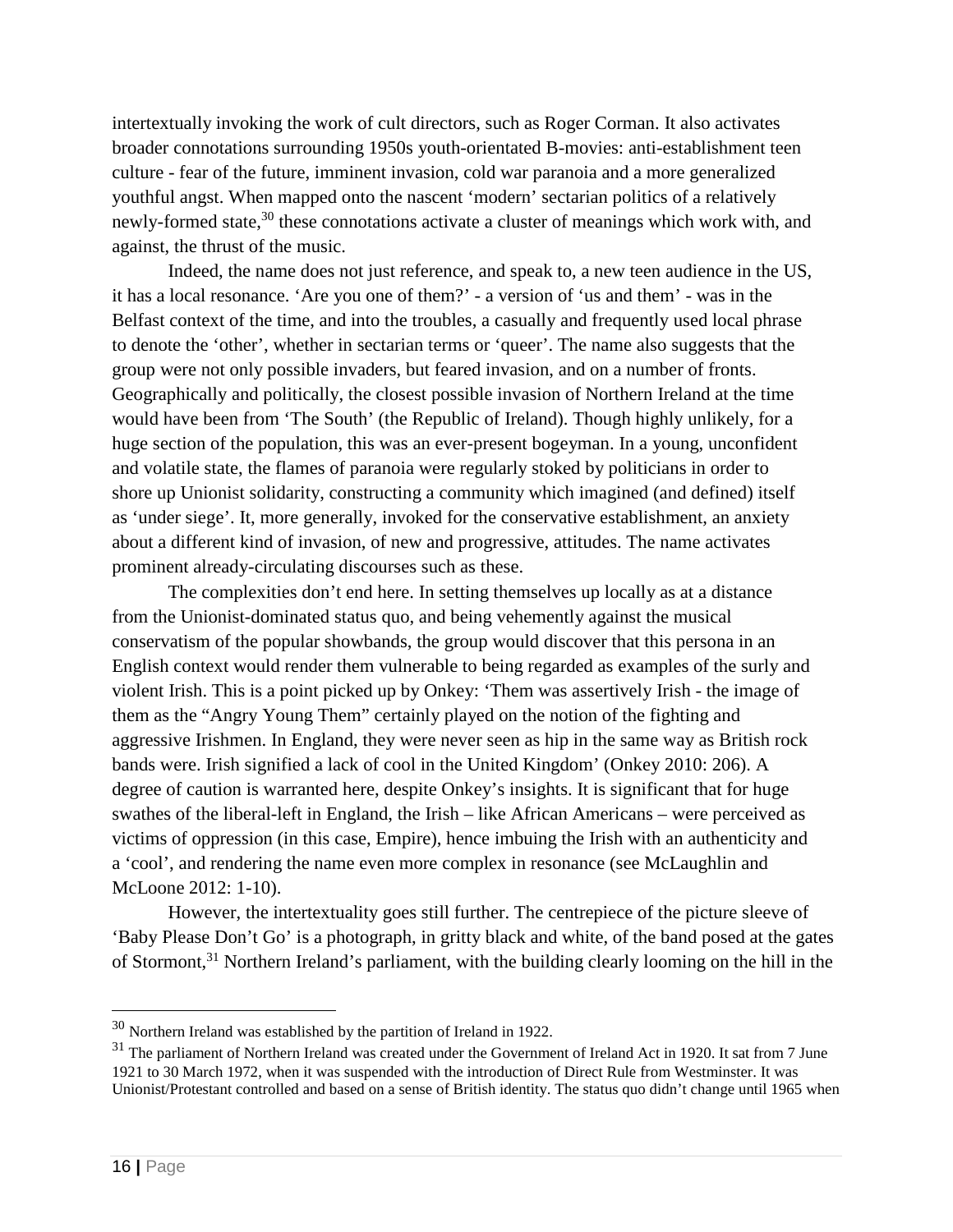intertextually invoking the work of cult directors, such as Roger Corman. It also activates broader connotations surrounding 1950s youth-orientated B-movies: anti-establishment teen culture - fear of the future, imminent invasion, cold war paranoia and a more generalized youthful angst. When mapped onto the nascent 'modern' sectarian politics of a relatively newly-formed state,[30] these connotations activate a cluster of meanings which work with, and against, the thrust of the music.

Indeed, the name does not just reference, and speak to, a new teen audience in the US, it has a local resonance. 'Are you one of them?' - a version of 'us and them' - was in the Belfast context of the time, and into the troubles, a casually and frequently used local phrase to denote the 'other', whether in sectarian terms or 'queer'. The name also suggests that the group were not only possible invaders, but feared invasion, and on a number of fronts. Geographically and politically, the closest possible invasion of Northern Ireland at the time would have been from 'The South' (the Republic of Ireland). Though highly unlikely, for a huge section of the population, this was an ever-present bogeyman. In a young, unconfident and volatile state, the flames of paranoia were regularly stoked by politicians in order to shore up Unionist solidarity, constructing a community which imagined (and defined) itself as 'under siege'. It, more generally, invoked for the conservative establishment, an anxiety about a different kind of invasion, of new and progressive, attitudes. The name activates prominent already-circulating discourses such as these.

The complexities don't end here. In setting themselves up locally as at a distance from the Unionist-dominated status quo, and being vehemently against the musical conservatism of the popular showbands, the group would discover that this persona in an English context would render them vulnerable to being regarded as examples of the surly and violent Irish. This is a point picked up by Onkey: 'Them was assertively Irish - the image of them as the "Angry Young Them" certainly played on the notion of the fighting and aggressive Irishmen. In England, they were never seen as hip in the same way as British rock bands were. Irish signified a lack of cool in the United Kingdom' (Onkey 2010: 206). A degree of caution is warranted here, despite Onkey's insights. It is significant that for huge swathes of the liberal-left in England, the Irish – like African Americans – were perceived as victims of oppression (in this case, Empire), hence imbuing the Irish with an authenticity and a 'cool', and rendering the name even more complex in resonance (see McLaughlin and McLoone 2012: 1-10).

However, the intertextuality goes still further. The centrepiece of the picture sleeve of 'Baby Please Don't Go' is a photograph, in gritty black and white, of the band posed at the gates of Stormont,[31] Northern Ireland's parliament, with the building clearly looming on the hill in the

---

[30] Northern Ireland was established by the partition of Ireland in 1922.

[31] The parliament of Northern Ireland was created under the Government of Ireland Act in 1920. It sat from 7 June 1921 to 30 March 1972, when it was suspended with the introduction of Direct Rule from Westminster. It was Unionist/Protestant controlled and based on a sense of British identity. The status quo didn't change until 1965 when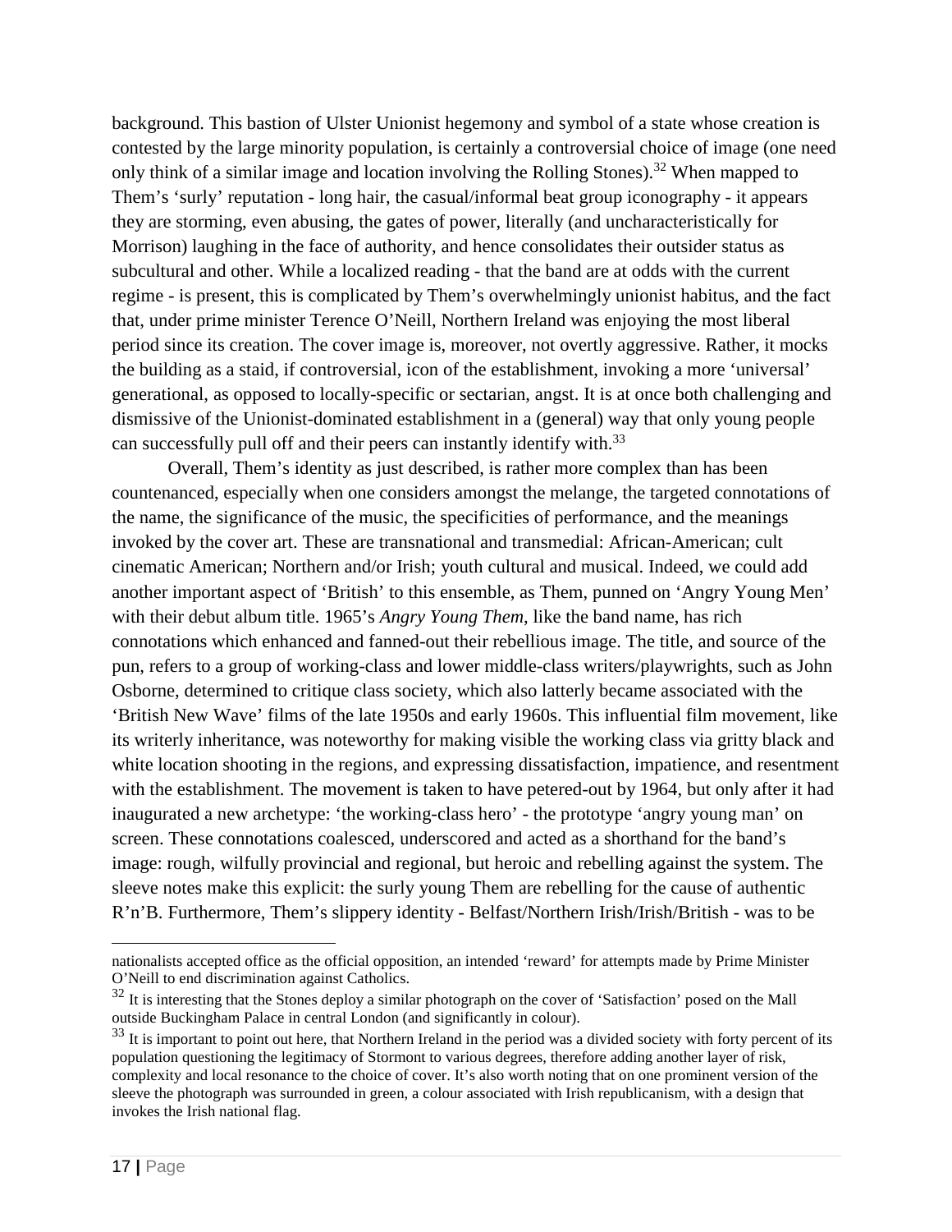background. This bastion of Ulster Unionist hegemony and symbol of a state whose creation is contested by the large minority population, is certainly a controversial choice of image (one need only think of a similar image and location involving the Rolling Stones).[32] When mapped to Them's 'surly' reputation - long hair, the casual/informal beat group iconography - it appears they are storming, even abusing, the gates of power, literally (and uncharacteristically for Morrison) laughing in the face of authority, and hence consolidates their outsider status as subcultural and other. While a localized reading - that the band are at odds with the current regime - is present, this is complicated by Them's overwhelmingly unionist habitus, and the fact that, under prime minister Terence O'Neill, Northern Ireland was enjoying the most liberal period since its creation. The cover image is, moreover, not overtly aggressive. Rather, it mocks the building as a staid, if controversial, icon of the establishment, invoking a more 'universal' generational, as opposed to locally-specific or sectarian, angst. It is at once both challenging and dismissive of the Unionist-dominated establishment in a (general) way that only young people can successfully pull off and their peers can instantly identify with.[33]

Overall, Them's identity as just described, is rather more complex than has been countenanced, especially when one considers amongst the melange, the targeted connotations of the name, the significance of the music, the specificities of performance, and the meanings invoked by the cover art. These are transnational and transmedial: African-American; cult cinematic American; Northern and/or Irish; youth cultural and musical. Indeed, we could add another important aspect of 'British' to this ensemble, as Them, punned on 'Angry Young Men' with their debut album title. 1965's *Angry Young Them*, like the band name, has rich connotations which enhanced and fanned-out their rebellious image. The title, and source of the pun, refers to a group of working-class and lower middle-class writers/playwrights, such as John Osborne, determined to critique class society, which also latterly became associated with the 'British New Wave' films of the late 1950s and early 1960s. This influential film movement, like its writerly inheritance, was noteworthy for making visible the working class via gritty black and white location shooting in the regions, and expressing dissatisfaction, impatience, and resentment with the establishment. The movement is taken to have petered-out by 1964, but only after it had inaugurated a new archetype: 'the working-class hero' - the prototype 'angry young man' on screen. These connotations coalesced, underscored and acted as a shorthand for the band's image: rough, wilfully provincial and regional, but heroic and rebelling against the system. The sleeve notes make this explicit: the surly young Them are rebelling for the cause of authentic R'n'B. Furthermore, Them's slippery identity - Belfast/Northern Irish/Irish/British - was to be

---

nationalists accepted office as the official opposition, an intended 'reward' for attempts made by Prime Minister O'Neill to end discrimination against Catholics.

[32] It is interesting that the Stones deploy a similar photograph on the cover of 'Satisfaction' posed on the Mall outside Buckingham Palace in central London (and significantly in colour).

[33] It is important to point out here, that Northern Ireland in the period was a divided society with forty percent of its population questioning the legitimacy of Stormont to various degrees, therefore adding another layer of risk, complexity and local resonance to the choice of cover. It's also worth noting that on one prominent version of the sleeve the photograph was surrounded in green, a colour associated with Irish republicanism, with a design that invokes the Irish national flag.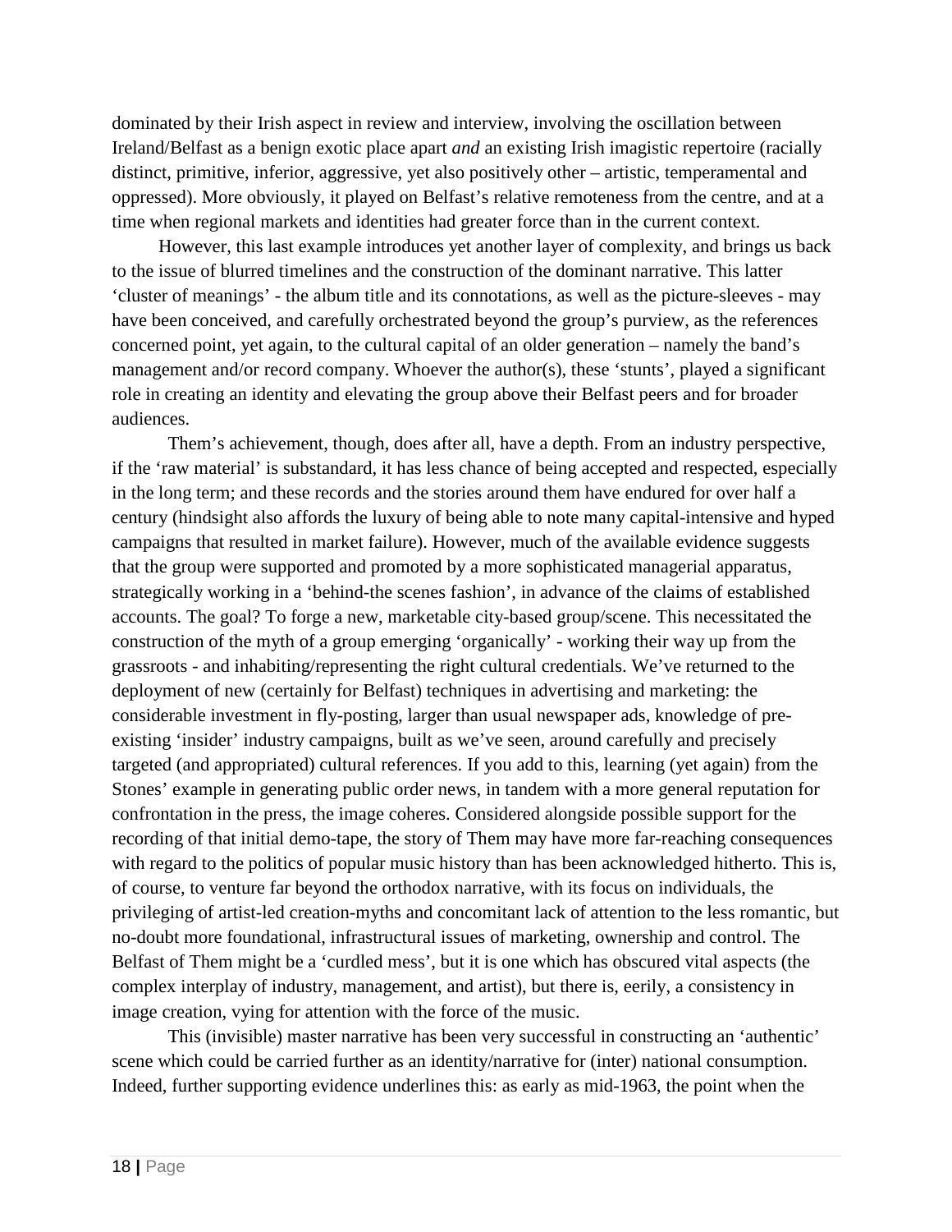dominated by their Irish aspect in review and interview, involving the oscillation between Ireland/Belfast as a benign exotic place apart *and* an existing Irish imagistic repertoire (racially distinct, primitive, inferior, aggressive, yet also positively other – artistic, temperamental and oppressed). More obviously, it played on Belfast's relative remoteness from the centre, and at a time when regional markets and identities had greater force than in the current context.

However, this last example introduces yet another layer of complexity, and brings us back to the issue of blurred timelines and the construction of the dominant narrative. This latter 'cluster of meanings' - the album title and its connotations, as well as the picture-sleeves - may have been conceived, and carefully orchestrated beyond the group's purview, as the references concerned point, yet again, to the cultural capital of an older generation – namely the band's management and/or record company. Whoever the author(s), these 'stunts', played a significant role in creating an identity and elevating the group above their Belfast peers and for broader audiences.

Them's achievement, though, does after all, have a depth. From an industry perspective, if the 'raw material' is substandard, it has less chance of being accepted and respected, especially in the long term; and these records and the stories around them have endured for over half a century (hindsight also affords the luxury of being able to note many capital-intensive and hyped campaigns that resulted in market failure). However, much of the available evidence suggests that the group were supported and promoted by a more sophisticated managerial apparatus, strategically working in a 'behind-the scenes fashion', in advance of the claims of established accounts. The goal? To forge a new, marketable city-based group/scene. This necessitated the construction of the myth of a group emerging 'organically' - working their way up from the grassroots - and inhabiting/representing the right cultural credentials. We've returned to the deployment of new (certainly for Belfast) techniques in advertising and marketing: the considerable investment in fly-posting, larger than usual newspaper ads, knowledge of pre-existing 'insider' industry campaigns, built as we've seen, around carefully and precisely targeted (and appropriated) cultural references. If you add to this, learning (yet again) from the Stones' example in generating public order news, in tandem with a more general reputation for confrontation in the press, the image coheres. Considered alongside possible support for the recording of that initial demo-tape, the story of Them may have more far-reaching consequences with regard to the politics of popular music history than has been acknowledged hitherto. This is, of course, to venture far beyond the orthodox narrative, with its focus on individuals, the privileging of artist-led creation-myths and concomitant lack of attention to the less romantic, but no-doubt more foundational, infrastructural issues of marketing, ownership and control. The Belfast of Them might be a 'curdled mess', but it is one which has obscured vital aspects (the complex interplay of industry, management, and artist), but there is, eerily, a consistency in image creation, vying for attention with the force of the music.

This (invisible) master narrative has been very successful in constructing an 'authentic' scene which could be carried further as an identity/narrative for (inter) national consumption. Indeed, further supporting evidence underlines this: as early as mid-1963, the point when the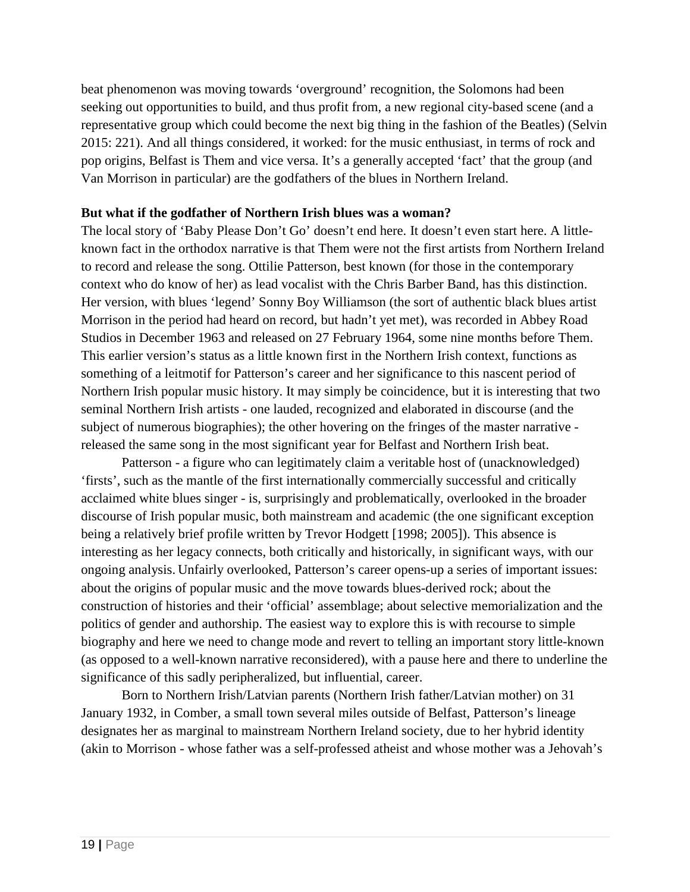beat phenomenon was moving towards 'overground' recognition, the Solomons had been seeking out opportunities to build, and thus profit from, a new regional city-based scene (and a representative group which could become the next big thing in the fashion of the Beatles) (Selvin 2015: 221). And all things considered, it worked: for the music enthusiast, in terms of rock and pop origins, Belfast is Them and vice versa. It's a generally accepted 'fact' that the group (and Van Morrison in particular) are the godfathers of the blues in Northern Ireland.

**But what if the godfather of Northern Irish blues was a woman?**

The local story of 'Baby Please Don't Go' doesn't end here. It doesn't even start here. A little-known fact in the orthodox narrative is that Them were not the first artists from Northern Ireland to record and release the song. Ottilie Patterson, best known (for those in the contemporary context who do know of her) as lead vocalist with the Chris Barber Band, has this distinction. Her version, with blues 'legend' Sonny Boy Williamson (the sort of authentic black blues artist Morrison in the period had heard on record, but hadn't yet met), was recorded in Abbey Road Studios in December 1963 and released on 27 February 1964, some nine months before Them. This earlier version's status as a little known first in the Northern Irish context, functions as something of a leitmotif for Patterson's career and her significance to this nascent period of Northern Irish popular music history. It may simply be coincidence, but it is interesting that two seminal Northern Irish artists - one lauded, recognized and elaborated in discourse (and the subject of numerous biographies); the other hovering on the fringes of the master narrative - released the same song in the most significant year for Belfast and Northern Irish beat.

Patterson - a figure who can legitimately claim a veritable host of (unacknowledged) 'firsts', such as the mantle of the first internationally commercially successful and critically acclaimed white blues singer - is, surprisingly and problematically, overlooked in the broader discourse of Irish popular music, both mainstream and academic (the one significant exception being a relatively brief profile written by Trevor Hodgett [1998; 2005]). This absence is interesting as her legacy connects, both critically and historically, in significant ways, with our ongoing analysis. Unfairly overlooked, Patterson's career opens-up a series of important issues: about the origins of popular music and the move towards blues-derived rock; about the construction of histories and their 'official' assemblage; about selective memorialization and the politics of gender and authorship. The easiest way to explore this is with recourse to simple biography and here we need to change mode and revert to telling an important story little-known (as opposed to a well-known narrative reconsidered), with a pause here and there to underline the significance of this sadly peripheralized, but influential, career.

Born to Northern Irish/Latvian parents (Northern Irish father/Latvian mother) on 31 January 1932, in Comber, a small town several miles outside of Belfast, Patterson's lineage designates her as marginal to mainstream Northern Ireland society, due to her hybrid identity (akin to Morrison - whose father was a self-professed atheist and whose mother was a Jehovah's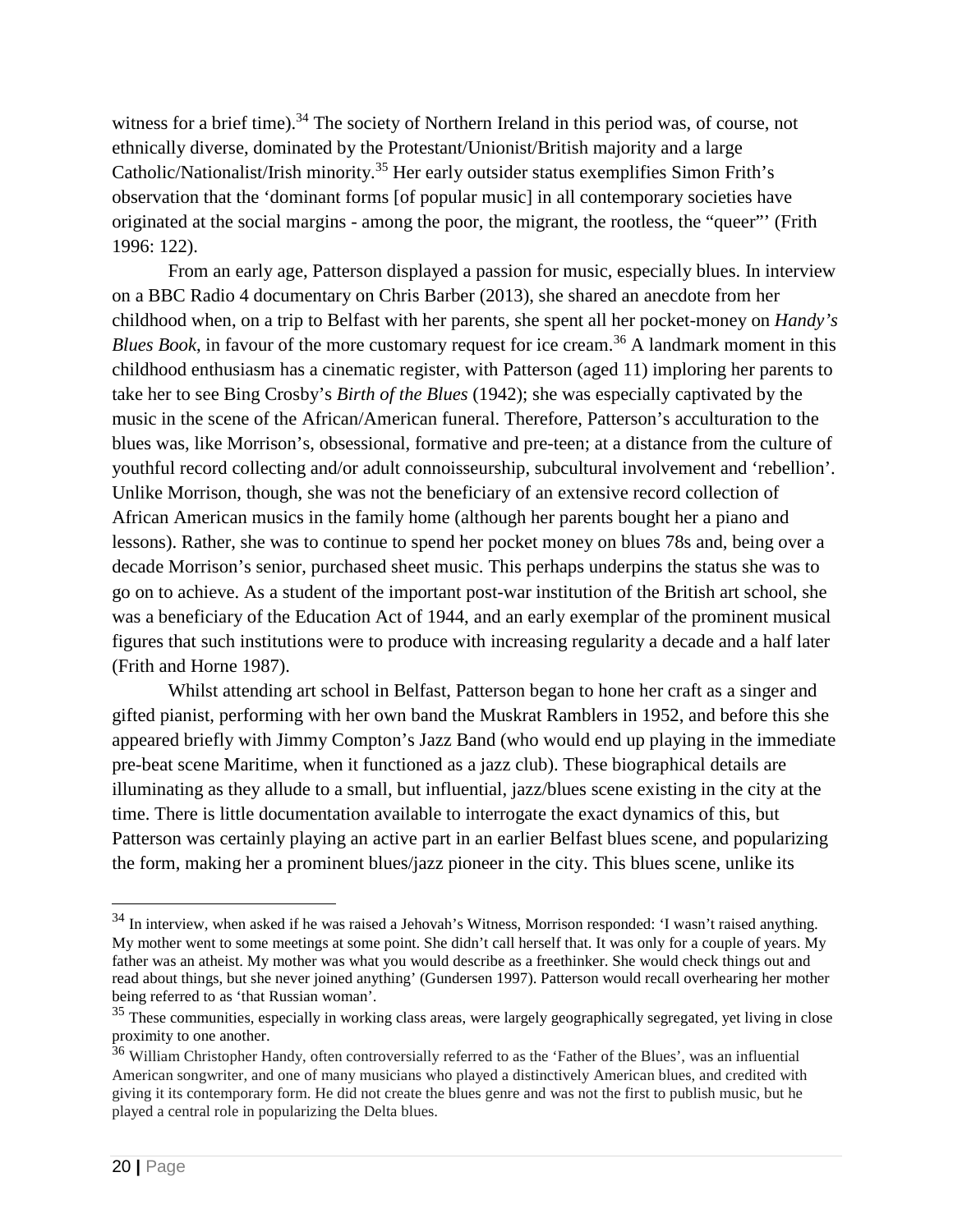witness for a brief time).[34] The society of Northern Ireland in this period was, of course, not ethnically diverse, dominated by the Protestant/Unionist/British majority and a large Catholic/Nationalist/Irish minority.[35] Her early outsider status exemplifies Simon Frith's observation that the 'dominant forms [of popular music] in all contemporary societies have originated at the social margins - among the poor, the migrant, the rootless, the "queer"' (Frith 1996: 122).

From an early age, Patterson displayed a passion for music, especially blues. In interview on a BBC Radio 4 documentary on Chris Barber (2013), she shared an anecdote from her childhood when, on a trip to Belfast with her parents, she spent all her pocket-money on *Handy's Blues Book*, in favour of the more customary request for ice cream.[36] A landmark moment in this childhood enthusiasm has a cinematic register, with Patterson (aged 11) imploring her parents to take her to see Bing Crosby's *Birth of the Blues* (1942); she was especially captivated by the music in the scene of the African/American funeral. Therefore, Patterson's acculturation to the blues was, like Morrison's, obsessional, formative and pre-teen; at a distance from the culture of youthful record collecting and/or adult connoisseurship, subcultural involvement and 'rebellion'. Unlike Morrison, though, she was not the beneficiary of an extensive record collection of African American musics in the family home (although her parents bought her a piano and lessons). Rather, she was to continue to spend her pocket money on blues 78s and, being over a decade Morrison's senior, purchased sheet music. This perhaps underpins the status she was to go on to achieve. As a student of the important post-war institution of the British art school, she was a beneficiary of the Education Act of 1944, and an early exemplar of the prominent musical figures that such institutions were to produce with increasing regularity a decade and a half later (Frith and Horne 1987).

Whilst attending art school in Belfast, Patterson began to hone her craft as a singer and gifted pianist, performing with her own band the Muskrat Ramblers in 1952, and before this she appeared briefly with Jimmy Compton's Jazz Band (who would end up playing in the immediate pre-beat scene Maritime, when it functioned as a jazz club). These biographical details are illuminating as they allude to a small, but influential, jazz/blues scene existing in the city at the time. There is little documentation available to interrogate the exact dynamics of this, but Patterson was certainly playing an active part in an earlier Belfast blues scene, and popularizing the form, making her a prominent blues/jazz pioneer in the city. This blues scene, unlike its

---

[34] In interview, when asked if he was raised a Jehovah's Witness, Morrison responded: 'I wasn't raised anything. My mother went to some meetings at some point. She didn't call herself that. It was only for a couple of years. My father was an atheist. My mother was what you would describe as a freethinker. She would check things out and read about things, but she never joined anything' (Gundersen 1997). Patterson would recall overhearing her mother being referred to as 'that Russian woman'.

[35] These communities, especially in working class areas, were largely geographically segregated, yet living in close proximity to one another.

[36] William Christopher Handy, often controversially referred to as the 'Father of the Blues', was an influential American songwriter, and one of many musicians who played a distinctively American blues, and credited with giving it its contemporary form. He did not create the blues genre and was not the first to publish music, but he played a central role in popularizing the Delta blues.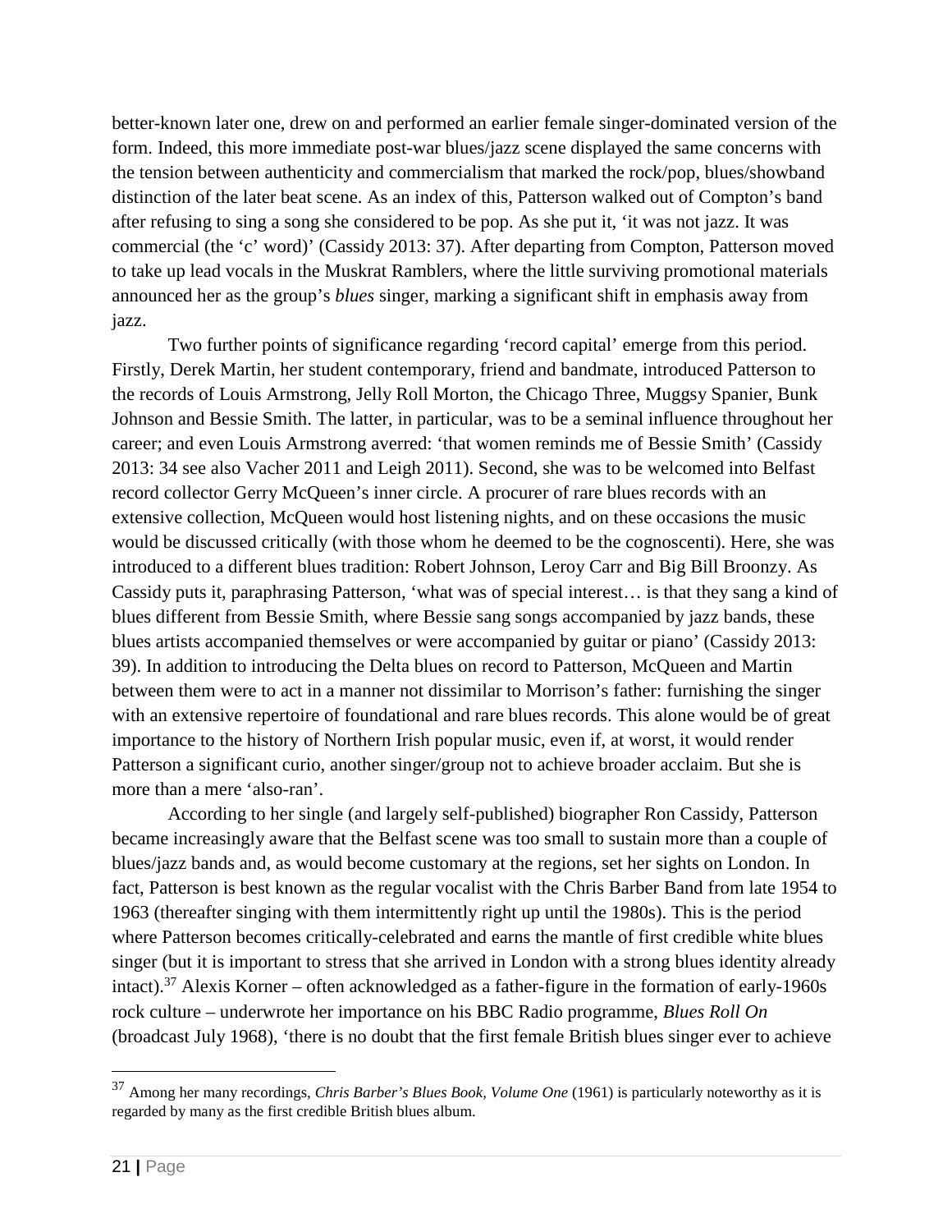better-known later one, drew on and performed an earlier female singer-dominated version of the form. Indeed, this more immediate post-war blues/jazz scene displayed the same concerns with the tension between authenticity and commercialism that marked the rock/pop, blues/showband distinction of the later beat scene. As an index of this, Patterson walked out of Compton's band after refusing to sing a song she considered to be pop. As she put it, 'it was not jazz. It was commercial (the 'c' word)' (Cassidy 2013: 37). After departing from Compton, Patterson moved to take up lead vocals in the Muskrat Ramblers, where the little surviving promotional materials announced her as the group's *blues* singer, marking a significant shift in emphasis away from jazz.

Two further points of significance regarding 'record capital' emerge from this period. Firstly, Derek Martin, her student contemporary, friend and bandmate, introduced Patterson to the records of Louis Armstrong, Jelly Roll Morton, the Chicago Three, Muggsy Spanier, Bunk Johnson and Bessie Smith. The latter, in particular, was to be a seminal influence throughout her career; and even Louis Armstrong averred: 'that women reminds me of Bessie Smith' (Cassidy 2013: 34 see also Vacher 2011 and Leigh 2011). Second, she was to be welcomed into Belfast record collector Gerry McQueen's inner circle. A procurer of rare blues records with an extensive collection, McQueen would host listening nights, and on these occasions the music would be discussed critically (with those whom he deemed to be the cognoscenti). Here, she was introduced to a different blues tradition: Robert Johnson, Leroy Carr and Big Bill Broonzy. As Cassidy puts it, paraphrasing Patterson, 'what was of special interest… is that they sang a kind of blues different from Bessie Smith, where Bessie sang songs accompanied by jazz bands, these blues artists accompanied themselves or were accompanied by guitar or piano' (Cassidy 2013: 39). In addition to introducing the Delta blues on record to Patterson, McQueen and Martin between them were to act in a manner not dissimilar to Morrison's father: furnishing the singer with an extensive repertoire of foundational and rare blues records. This alone would be of great importance to the history of Northern Irish popular music, even if, at worst, it would render Patterson a significant curio, another singer/group not to achieve broader acclaim. But she is more than a mere 'also-ran'.

According to her single (and largely self-published) biographer Ron Cassidy, Patterson became increasingly aware that the Belfast scene was too small to sustain more than a couple of blues/jazz bands and, as would become customary at the regions, set her sights on London. In fact, Patterson is best known as the regular vocalist with the Chris Barber Band from late 1954 to 1963 (thereafter singing with them intermittently right up until the 1980s). This is the period where Patterson becomes critically-celebrated and earns the mantle of first credible white blues singer (but it is important to stress that she arrived in London with a strong blues identity already intact).[37] Alexis Korner – often acknowledged as a father-figure in the formation of early-1960s rock culture – underwrote her importance on his BBC Radio programme, *Blues Roll On* (broadcast July 1968), 'there is no doubt that the first female British blues singer ever to achieve

---

[37] Among her many recordings, *Chris Barber's Blues Book, Volume One* (1961) is particularly noteworthy as it is regarded by many as the first credible British blues album.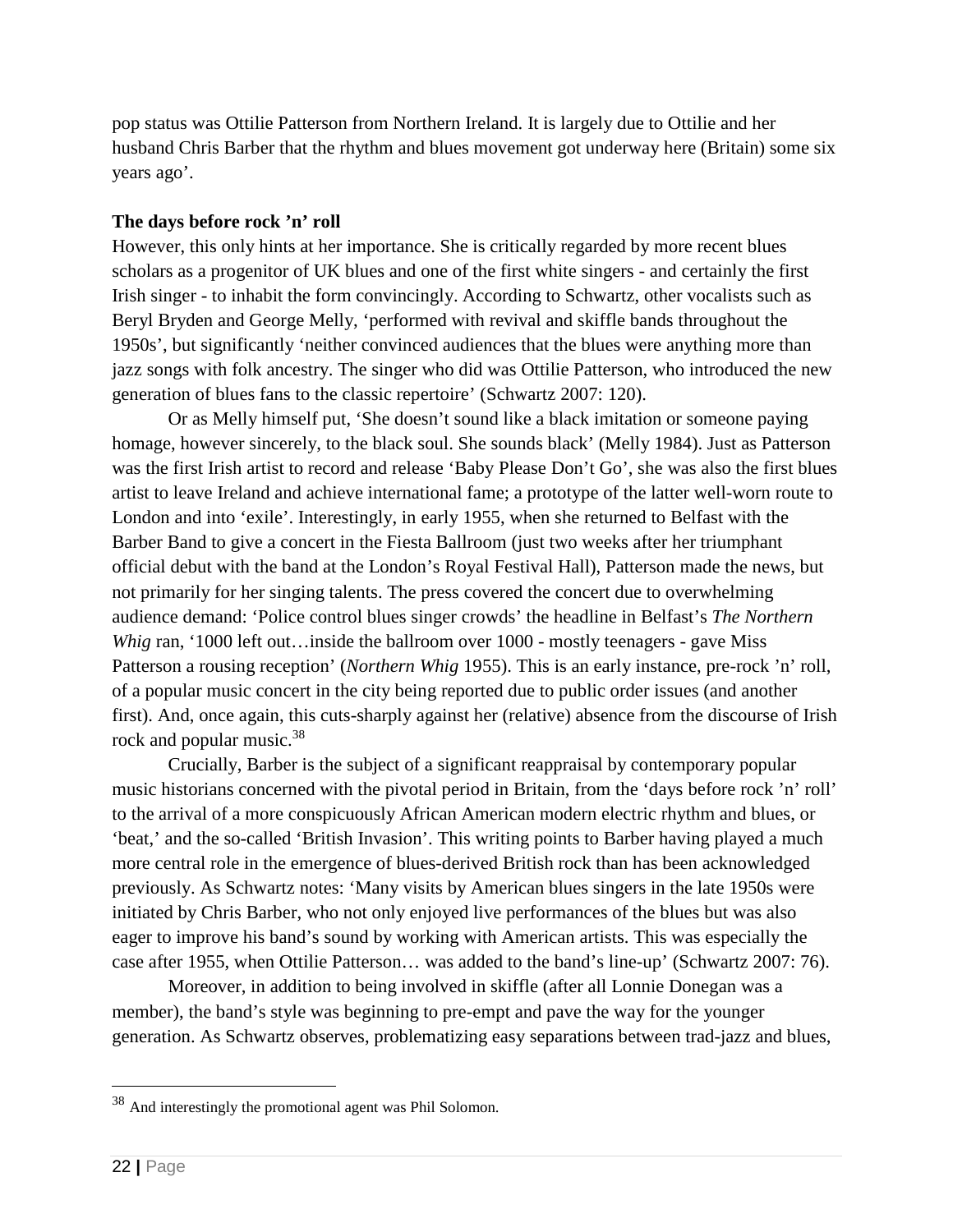pop status was Ottilie Patterson from Northern Ireland. It is largely due to Ottilie and her husband Chris Barber that the rhythm and blues movement got underway here (Britain) some six years ago'.

**The days before rock 'n' roll**

However, this only hints at her importance. She is critically regarded by more recent blues scholars as a progenitor of UK blues and one of the first white singers - and certainly the first Irish singer - to inhabit the form convincingly. According to Schwartz, other vocalists such as Beryl Bryden and George Melly, 'performed with revival and skiffle bands throughout the 1950s', but significantly 'neither convinced audiences that the blues were anything more than jazz songs with folk ancestry. The singer who did was Ottilie Patterson, who introduced the new generation of blues fans to the classic repertoire' (Schwartz 2007: 120).

Or as Melly himself put, 'She doesn't sound like a black imitation or someone paying homage, however sincerely, to the black soul. She sounds black' (Melly 1984). Just as Patterson was the first Irish artist to record and release 'Baby Please Don't Go', she was also the first blues artist to leave Ireland and achieve international fame; a prototype of the latter well-worn route to London and into 'exile'. Interestingly, in early 1955, when she returned to Belfast with the Barber Band to give a concert in the Fiesta Ballroom (just two weeks after her triumphant official debut with the band at the London's Royal Festival Hall), Patterson made the news, but not primarily for her singing talents. The press covered the concert due to overwhelming audience demand: 'Police control blues singer crowds' the headline in Belfast's *The Northern Whig* ran, '1000 left out…inside the ballroom over 1000 - mostly teenagers - gave Miss Patterson a rousing reception' (*Northern Whig* 1955). This is an early instance, pre-rock 'n' roll, of a popular music concert in the city being reported due to public order issues (and another first). And, once again, this cuts-sharply against her (relative) absence from the discourse of Irish rock and popular music.[38]

Crucially, Barber is the subject of a significant reappraisal by contemporary popular music historians concerned with the pivotal period in Britain, from the 'days before rock 'n' roll' to the arrival of a more conspicuously African American modern electric rhythm and blues, or 'beat,' and the so-called 'British Invasion'. This writing points to Barber having played a much more central role in the emergence of blues-derived British rock than has been acknowledged previously. As Schwartz notes: 'Many visits by American blues singers in the late 1950s were initiated by Chris Barber, who not only enjoyed live performances of the blues but was also eager to improve his band's sound by working with American artists. This was especially the case after 1955, when Ottilie Patterson… was added to the band's line-up' (Schwartz 2007: 76).

Moreover, in addition to being involved in skiffle (after all Lonnie Donegan was a member), the band's style was beginning to pre-empt and pave the way for the younger generation. As Schwartz observes, problematizing easy separations between trad-jazz and blues,

[38] And interestingly the promotional agent was Phil Solomon.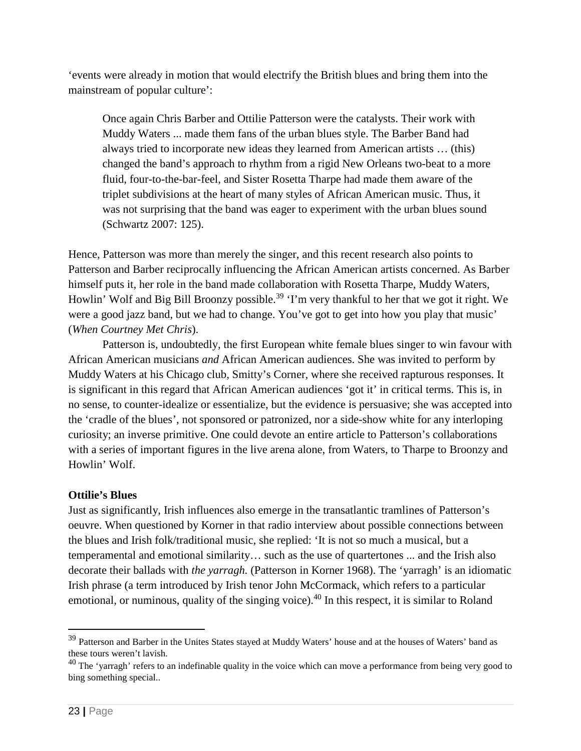‘events were already in motion that would electrify the British blues and bring them into the mainstream of popular culture’:

> Once again Chris Barber and Ottilie Patterson were the catalysts. Their work with Muddy Waters ... made them fans of the urban blues style. The Barber Band had always tried to incorporate new ideas they learned from American artists … (this) changed the band’s approach to rhythm from a rigid New Orleans two-beat to a more fluid, four-to-the-bar-feel, and Sister Rosetta Tharpe had made them aware of the triplet subdivisions at the heart of many styles of African American music. Thus, it was not surprising that the band was eager to experiment with the urban blues sound (Schwartz 2007: 125).

Hence, Patterson was more than merely the singer, and this recent research also points to Patterson and Barber reciprocally influencing the African American artists concerned. As Barber himself puts it, her role in the band made collaboration with Rosetta Tharpe, Muddy Waters, Howlin’ Wolf and Big Bill Broonzy possible.[39] ‘I’m very thankful to her that we got it right. We were a good jazz band, but we had to change. You’ve got to get into how you play that music’ (*When Courtney Met Chris*).

Patterson is, undoubtedly, the first European white female blues singer to win favour with African American musicians *and* African American audiences. She was invited to perform by Muddy Waters at his Chicago club, Smitty’s Corner, where she received rapturous responses. It is significant in this regard that African American audiences ‘got it’ in critical terms. This is, in no sense, to counter-idealize or essentialize, but the evidence is persuasive; she was accepted into the ‘cradle of the blues’, not sponsored or patronized, nor a side-show white for any interloping curiosity; an inverse primitive. One could devote an entire article to Patterson’s collaborations with a series of important figures in the live arena alone, from Waters, to Tharpe to Broonzy and Howlin’ Wolf.

**Ottilie’s Blues**

Just as significantly, Irish influences also emerge in the transatlantic tramlines of Patterson’s oeuvre. When questioned by Korner in that radio interview about possible connections between the blues and Irish folk/traditional music, she replied: ‘It is not so much a musical, but a temperamental and emotional similarity… such as the use of quartertones ... and the Irish also decorate their ballads with *the yarragh.* (Patterson in Korner 1968). The ‘yarragh’ is an idiomatic Irish phrase (a term introduced by Irish tenor John McCormack, which refers to a particular emotional, or numinous, quality of the singing voice).[40] In this respect, it is similar to Roland

---

[39] Patterson and Barber in the Unites States stayed at Muddy Waters’ house and at the houses of Waters’ band as these tours weren’t lavish.

[40] The ‘yarragh’ refers to an indefinable quality in the voice which can move a performance from being very good to bing something special..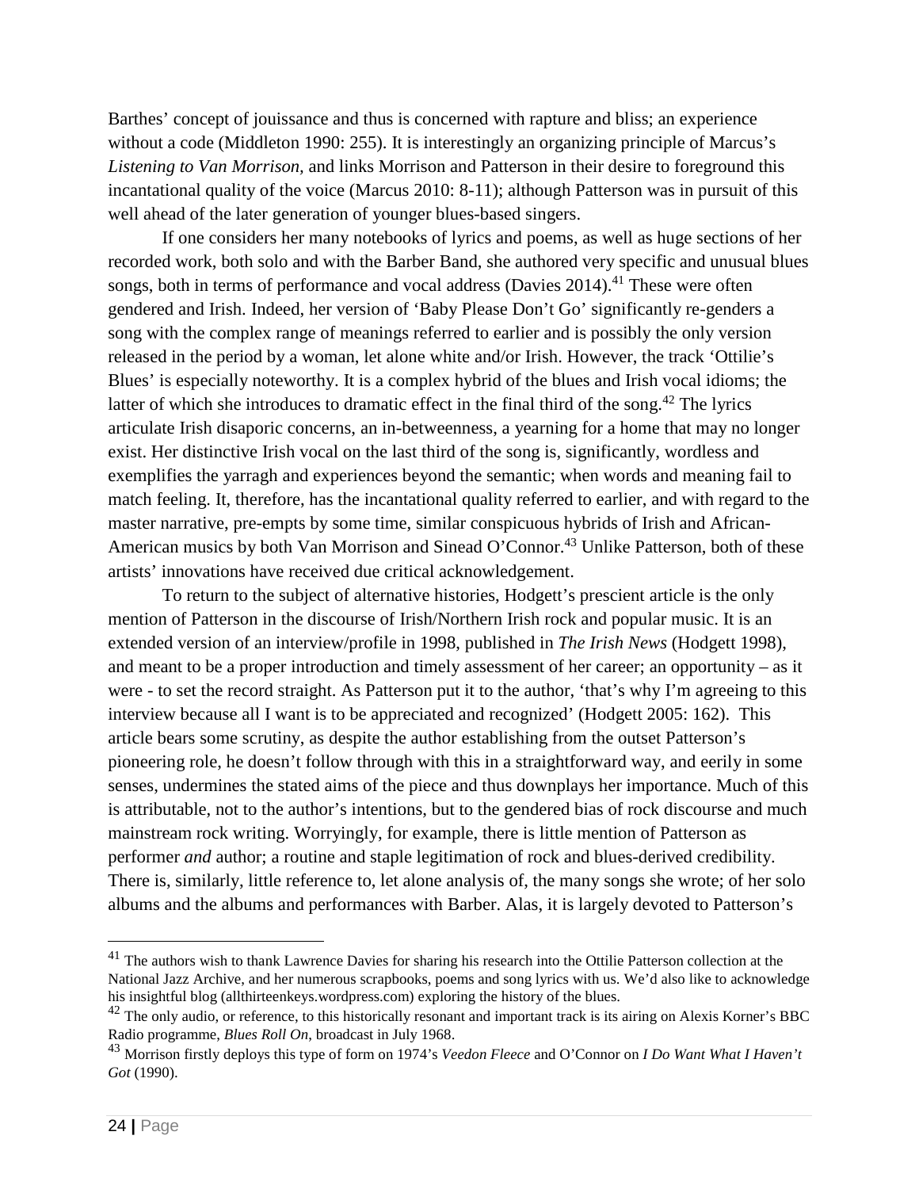Barthes' concept of jouissance and thus is concerned with rapture and bliss; an experience without a code (Middleton 1990: 255). It is interestingly an organizing principle of Marcus's *Listening to Van Morrison,* and links Morrison and Patterson in their desire to foreground this incantational quality of the voice (Marcus 2010: 8-11); although Patterson was in pursuit of this well ahead of the later generation of younger blues-based singers.

If one considers her many notebooks of lyrics and poems, as well as huge sections of her recorded work, both solo and with the Barber Band, she authored very specific and unusual blues songs, both in terms of performance and vocal address (Davies 2014).[41] These were often gendered and Irish. Indeed, her version of 'Baby Please Don't Go' significantly re-genders a song with the complex range of meanings referred to earlier and is possibly the only version released in the period by a woman, let alone white and/or Irish. However, the track 'Ottilie's Blues' is especially noteworthy. It is a complex hybrid of the blues and Irish vocal idioms; the latter of which she introduces to dramatic effect in the final third of the song.[42] The lyrics articulate Irish disaporic concerns, an in-betweenness, a yearning for a home that may no longer exist. Her distinctive Irish vocal on the last third of the song is, significantly, wordless and exemplifies the yarragh and experiences beyond the semantic; when words and meaning fail to match feeling. It, therefore, has the incantational quality referred to earlier, and with regard to the master narrative, pre-empts by some time, similar conspicuous hybrids of Irish and African-American musics by both Van Morrison and Sinead O'Connor.[43] Unlike Patterson, both of these artists' innovations have received due critical acknowledgement.

To return to the subject of alternative histories, Hodgett's prescient article is the only mention of Patterson in the discourse of Irish/Northern Irish rock and popular music. It is an extended version of an interview/profile in 1998, published in *The Irish News* (Hodgett 1998), and meant to be a proper introduction and timely assessment of her career; an opportunity – as it were - to set the record straight. As Patterson put it to the author, 'that's why I'm agreeing to this interview because all I want is to be appreciated and recognized' (Hodgett 2005: 162). This article bears some scrutiny, as despite the author establishing from the outset Patterson's pioneering role, he doesn't follow through with this in a straightforward way, and eerily in some senses, undermines the stated aims of the piece and thus downplays her importance. Much of this is attributable, not to the author's intentions, but to the gendered bias of rock discourse and much mainstream rock writing. Worryingly, for example, there is little mention of Patterson as performer *and* author; a routine and staple legitimation of rock and blues-derived credibility. There is, similarly, little reference to, let alone analysis of, the many songs she wrote; of her solo albums and the albums and performances with Barber. Alas, it is largely devoted to Patterson's

---

[41] The authors wish to thank Lawrence Davies for sharing his research into the Ottilie Patterson collection at the National Jazz Archive, and her numerous scrapbooks, poems and song lyrics with us. We'd also like to acknowledge his insightful blog (allthirteenkeys.wordpress.com) exploring the history of the blues.

[42] The only audio, or reference, to this historically resonant and important track is its airing on Alexis Korner's BBC Radio programme, *Blues Roll On*, broadcast in July 1968.

[43] Morrison firstly deploys this type of form on 1974's *Veedon Fleece* and O'Connor on *I Do Want What I Haven't Got* (1990).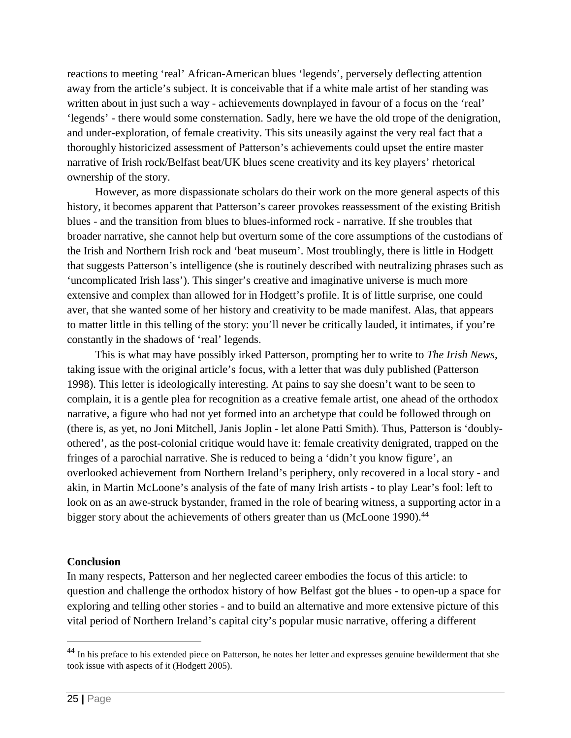reactions to meeting 'real' African-American blues 'legends', perversely deflecting attention away from the article's subject. It is conceivable that if a white male artist of her standing was written about in just such a way - achievements downplayed in favour of a focus on the 'real' 'legends' - there would some consternation. Sadly, here we have the old trope of the denigration, and under-exploration, of female creativity. This sits uneasily against the very real fact that a thoroughly historicized assessment of Patterson's achievements could upset the entire master narrative of Irish rock/Belfast beat/UK blues scene creativity and its key players' rhetorical ownership of the story.

However, as more dispassionate scholars do their work on the more general aspects of this history, it becomes apparent that Patterson's career provokes reassessment of the existing British blues - and the transition from blues to blues-informed rock - narrative. If she troubles that broader narrative, she cannot help but overturn some of the core assumptions of the custodians of the Irish and Northern Irish rock and 'beat museum'. Most troublingly, there is little in Hodgett that suggests Patterson's intelligence (she is routinely described with neutralizing phrases such as 'uncomplicated Irish lass'). This singer's creative and imaginative universe is much more extensive and complex than allowed for in Hodgett's profile. It is of little surprise, one could aver, that she wanted some of her history and creativity to be made manifest. Alas, that appears to matter little in this telling of the story: you'll never be critically lauded, it intimates, if you're constantly in the shadows of 'real' legends.

This is what may have possibly irked Patterson, prompting her to write to *The Irish News*, taking issue with the original article's focus, with a letter that was duly published (Patterson 1998). This letter is ideologically interesting. At pains to say she doesn't want to be seen to complain, it is a gentle plea for recognition as a creative female artist, one ahead of the orthodox narrative, a figure who had not yet formed into an archetype that could be followed through on (there is, as yet, no Joni Mitchell, Janis Joplin - let alone Patti Smith). Thus, Patterson is 'doubly-othered', as the post-colonial critique would have it: female creativity denigrated, trapped on the fringes of a parochial narrative. She is reduced to being a 'didn't you know figure', an overlooked achievement from Northern Ireland's periphery, only recovered in a local story - and akin, in Martin McLoone's analysis of the fate of many Irish artists - to play Lear's fool: left to look on as an awe-struck bystander, framed in the role of bearing witness, a supporting actor in a bigger story about the achievements of others greater than us (McLoone 1990).[44]

**Conclusion**

In many respects, Patterson and her neglected career embodies the focus of this article: to question and challenge the orthodox history of how Belfast got the blues - to open-up a space for exploring and telling other stories - and to build an alternative and more extensive picture of this vital period of Northern Ireland's capital city's popular music narrative, offering a different

[44] In his preface to his extended piece on Patterson, he notes her letter and expresses genuine bewilderment that she took issue with aspects of it (Hodgett 2005).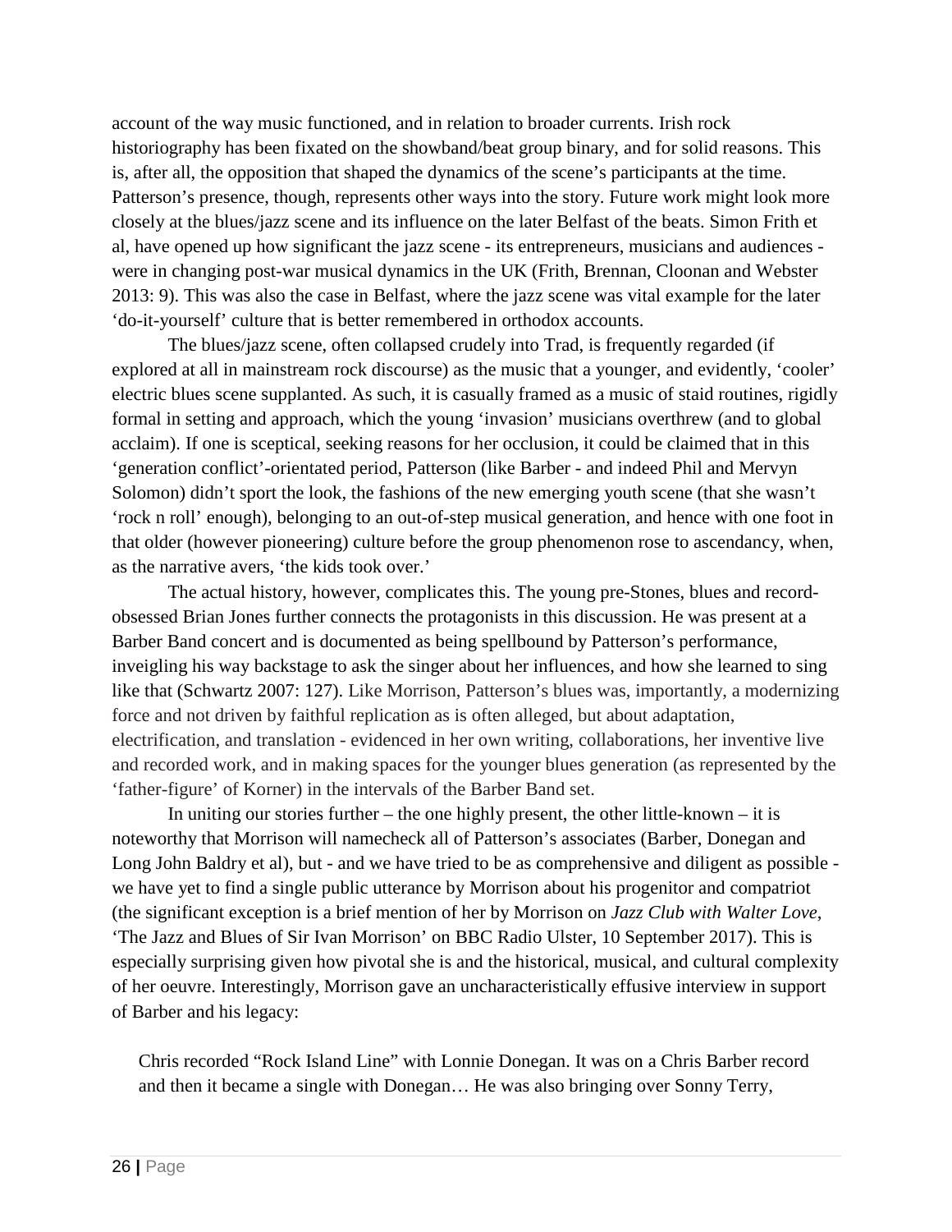account of the way music functioned, and in relation to broader currents. Irish rock historiography has been fixated on the showband/beat group binary, and for solid reasons. This is, after all, the opposition that shaped the dynamics of the scene's participants at the time. Patterson's presence, though, represents other ways into the story. Future work might look more closely at the blues/jazz scene and its influence on the later Belfast of the beats. Simon Frith et al, have opened up how significant the jazz scene - its entrepreneurs, musicians and audiences - were in changing post-war musical dynamics in the UK (Frith, Brennan, Cloonan and Webster 2013: 9). This was also the case in Belfast, where the jazz scene was vital example for the later 'do-it-yourself' culture that is better remembered in orthodox accounts.

The blues/jazz scene, often collapsed crudely into Trad, is frequently regarded (if explored at all in mainstream rock discourse) as the music that a younger, and evidently, 'cooler' electric blues scene supplanted. As such, it is casually framed as a music of staid routines, rigidly formal in setting and approach, which the young 'invasion' musicians overthrew (and to global acclaim). If one is sceptical, seeking reasons for her occlusion, it could be claimed that in this 'generation conflict'-orientated period, Patterson (like Barber - and indeed Phil and Mervyn Solomon) didn't sport the look, the fashions of the new emerging youth scene (that she wasn't 'rock n roll' enough), belonging to an out-of-step musical generation, and hence with one foot in that older (however pioneering) culture before the group phenomenon rose to ascendancy, when, as the narrative avers, 'the kids took over.'

The actual history, however, complicates this. The young pre-Stones, blues and record-obsessed Brian Jones further connects the protagonists in this discussion. He was present at a Barber Band concert and is documented as being spellbound by Patterson's performance, inveigling his way backstage to ask the singer about her influences, and how she learned to sing like that (Schwartz 2007: 127). Like Morrison, Patterson's blues was, importantly, a modernizing force and not driven by faithful replication as is often alleged, but about adaptation, electrification, and translation - evidenced in her own writing, collaborations, her inventive live and recorded work, and in making spaces for the younger blues generation (as represented by the 'father-figure' of Korner) in the intervals of the Barber Band set.

In uniting our stories further – the one highly present, the other little-known – it is noteworthy that Morrison will namecheck all of Patterson's associates (Barber, Donegan and Long John Baldry et al), but - and we have tried to be as comprehensive and diligent as possible - we have yet to find a single public utterance by Morrison about his progenitor and compatriot (the significant exception is a brief mention of her by Morrison on *Jazz Club with Walter Love*, 'The Jazz and Blues of Sir Ivan Morrison' on BBC Radio Ulster, 10 September 2017). This is especially surprising given how pivotal she is and the historical, musical, and cultural complexity of her oeuvre. Interestingly, Morrison gave an uncharacteristically effusive interview in support of Barber and his legacy:

> Chris recorded "Rock Island Line" with Lonnie Donegan. It was on a Chris Barber record and then it became a single with Donegan… He was also bringing over Sonny Terry,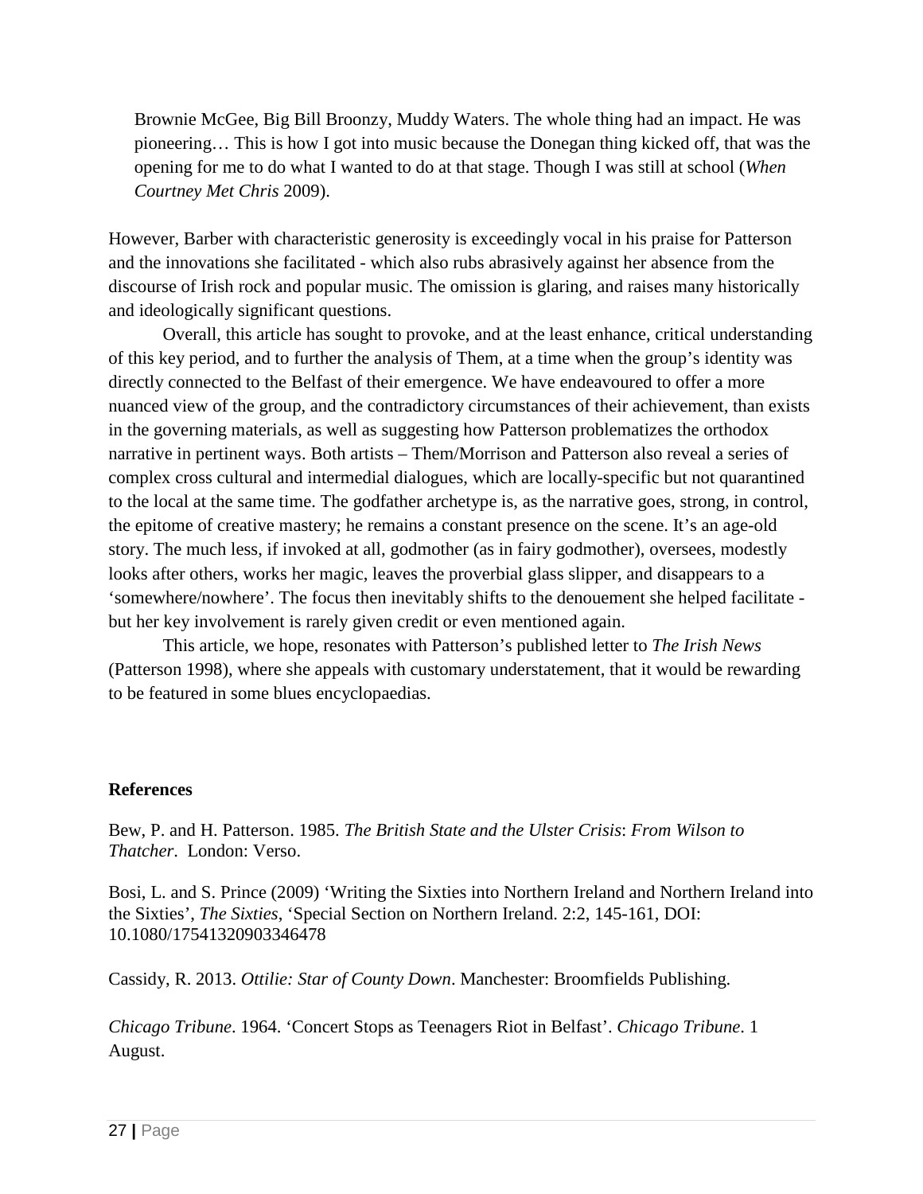> Brownie McGee, Big Bill Broonzy, Muddy Waters. The whole thing had an impact. He was pioneering… This is how I got into music because the Donegan thing kicked off, that was the opening for me to do what I wanted to do at that stage. Though I was still at school (*When Courtney Met Chris* 2009).

However, Barber with characteristic generosity is exceedingly vocal in his praise for Patterson and the innovations she facilitated - which also rubs abrasively against her absence from the discourse of Irish rock and popular music. The omission is glaring, and raises many historically and ideologically significant questions.

Overall, this article has sought to provoke, and at the least enhance, critical understanding of this key period, and to further the analysis of Them, at a time when the group's identity was directly connected to the Belfast of their emergence. We have endeavoured to offer a more nuanced view of the group, and the contradictory circumstances of their achievement, than exists in the governing materials, as well as suggesting how Patterson problematizes the orthodox narrative in pertinent ways. Both artists – Them/Morrison and Patterson also reveal a series of complex cross cultural and intermedial dialogues, which are locally-specific but not quarantined to the local at the same time. The godfather archetype is, as the narrative goes, strong, in control, the epitome of creative mastery; he remains a constant presence on the scene. It's an age-old story. The much less, if invoked at all, godmother (as in fairy godmother), oversees, modestly looks after others, works her magic, leaves the proverbial glass slipper, and disappears to a 'somewhere/nowhere'. The focus then inevitably shifts to the denouement she helped facilitate - but her key involvement is rarely given credit or even mentioned again.

This article, we hope, resonates with Patterson's published letter to *The Irish News* (Patterson 1998), where she appeals with customary understatement, that it would be rewarding to be featured in some blues encyclopaedias.

**References**

Bew, P. and H. Patterson. 1985. *The British State and the Ulster Crisis*: *From Wilson to Thatcher*. London: Verso.

Bosi, L. and S. Prince (2009) 'Writing the Sixties into Northern Ireland and Northern Ireland into the Sixties', *The Sixties*, 'Special Section on Northern Ireland. 2:2, 145-161, DOI: 10.1080/17541320903346478

Cassidy, R. 2013. *Ottilie: Star of County Down*. Manchester: Broomfields Publishing.

*Chicago Tribune*. 1964. 'Concert Stops as Teenagers Riot in Belfast'. *Chicago Tribune*. 1 August.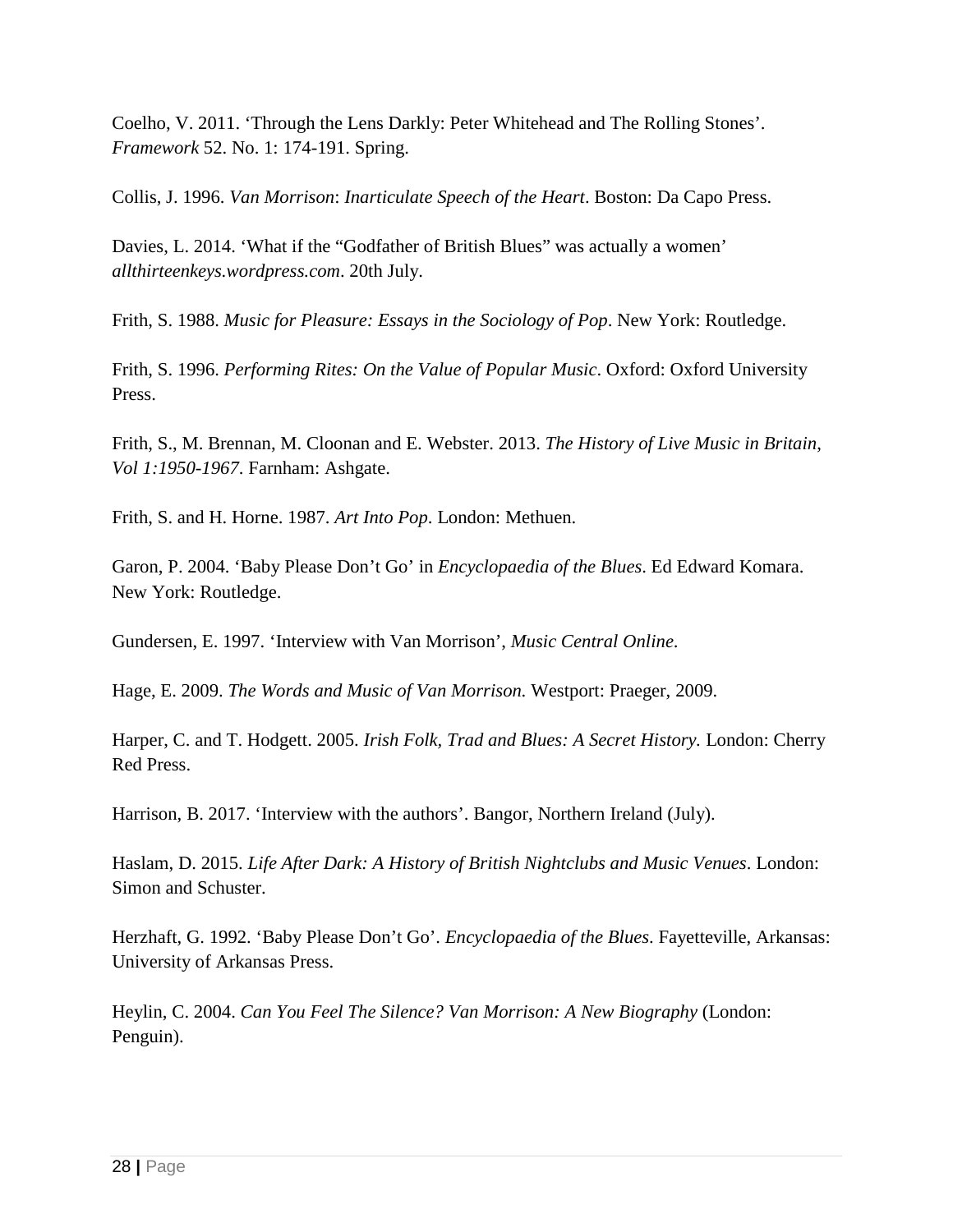Coelho, V. 2011. ‘Through the Lens Darkly: Peter Whitehead and The Rolling Stones’. *Framework* 52. No. 1: 174-191. Spring.

Collis, J. 1996. *Van Morrison*: *Inarticulate Speech of the Heart*. Boston: Da Capo Press.

Davies, L. 2014. ‘What if the “Godfather of British Blues” was actually a women’ *allthirteenkeys.wordpress.com*. 20th July.

Frith, S. 1988. *Music for Pleasure: Essays in the Sociology of Pop*. New York: Routledge.

Frith, S. 1996. *Performing Rites: On the Value of Popular Music*. Oxford: Oxford University Press.

Frith, S., M. Brennan, M. Cloonan and E. Webster. 2013. *The History of Live Music in Britain, Vol 1:1950-1967*. Farnham: Ashgate.

Frith, S. and H. Horne. 1987. *Art Into Pop*. London: Methuen.

Garon, P. 2004. ‘Baby Please Don’t Go’ in *Encyclopaedia of the Blues*. Ed Edward Komara. New York: Routledge.

Gundersen, E. 1997. ‘Interview with Van Morrison’, *Music Central Online.*

Hage, E. 2009. *The Words and Music of Van Morrison.* Westport: Praeger, 2009.

Harper, C. and T. Hodgett. 2005. *Irish Folk, Trad and Blues: A Secret History.* London: Cherry Red Press.

Harrison, B. 2017. ‘Interview with the authors’. Bangor, Northern Ireland (July).

Haslam, D. 2015. *Life After Dark: A History of British Nightclubs and Music Venues*. London: Simon and Schuster.

Herzhaft, G. 1992. ‘Baby Please Don’t Go’. *Encyclopaedia of the Blues*. Fayetteville, Arkansas: University of Arkansas Press.

Heylin, C. 2004. *Can You Feel The Silence? Van Morrison: A New Biography* (London: Penguin).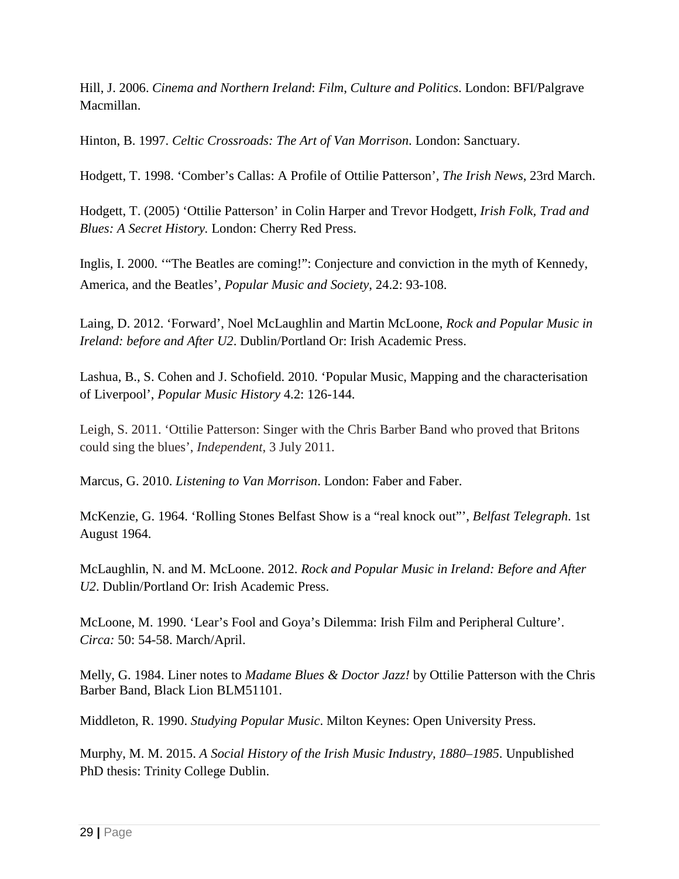Hill, J. 2006. *Cinema and Northern Ireland*: *Film, Culture and Politics*. London: BFI/Palgrave Macmillan.

Hinton, B. 1997. *Celtic Crossroads: The Art of Van Morrison*. London: Sanctuary.

Hodgett, T. 1998. 'Comber's Callas: A Profile of Ottilie Patterson', *The Irish News*, 23rd March.

Hodgett, T. (2005) 'Ottilie Patterson' in Colin Harper and Trevor Hodgett, *Irish Folk, Trad and Blues: A Secret History.* London: Cherry Red Press.

Inglis, I. 2000. '"The Beatles are coming!": Conjecture and conviction in the myth of Kennedy, America, and the Beatles', *Popular Music and Society*, 24.2: 93-108.

Laing, D. 2012. 'Forward', Noel McLaughlin and Martin McLoone, *Rock and Popular Music in Ireland: before and After U2*. Dublin/Portland Or: Irish Academic Press.

Lashua, B., S. Cohen and J. Schofield. 2010. 'Popular Music, Mapping and the characterisation of Liverpool', *Popular Music History* 4.2: 126-144.

Leigh, S. 2011. 'Ottilie Patterson: Singer with the Chris Barber Band who proved that Britons could sing the blues', *Independent*, 3 July 2011.

Marcus, G. 2010. *Listening to Van Morrison*. London: Faber and Faber.

McKenzie, G. 1964. 'Rolling Stones Belfast Show is a "real knock out"', *Belfast Telegraph*. 1st August 1964.

McLaughlin, N. and M. McLoone. 2012. *Rock and Popular Music in Ireland: Before and After U2*. Dublin/Portland Or: Irish Academic Press.

McLoone, M. 1990. 'Lear's Fool and Goya's Dilemma: Irish Film and Peripheral Culture'. *Circa:* 50: 54-58. March/April.

Melly, G. 1984. Liner notes to *Madame Blues & Doctor Jazz!* by Ottilie Patterson with the Chris Barber Band, Black Lion BLM51101.

Middleton, R. 1990. *Studying Popular Music*. Milton Keynes: Open University Press.

Murphy, M. M. 2015. *A Social History of the Irish Music Industry, 1880–1985*. Unpublished PhD thesis: Trinity College Dublin.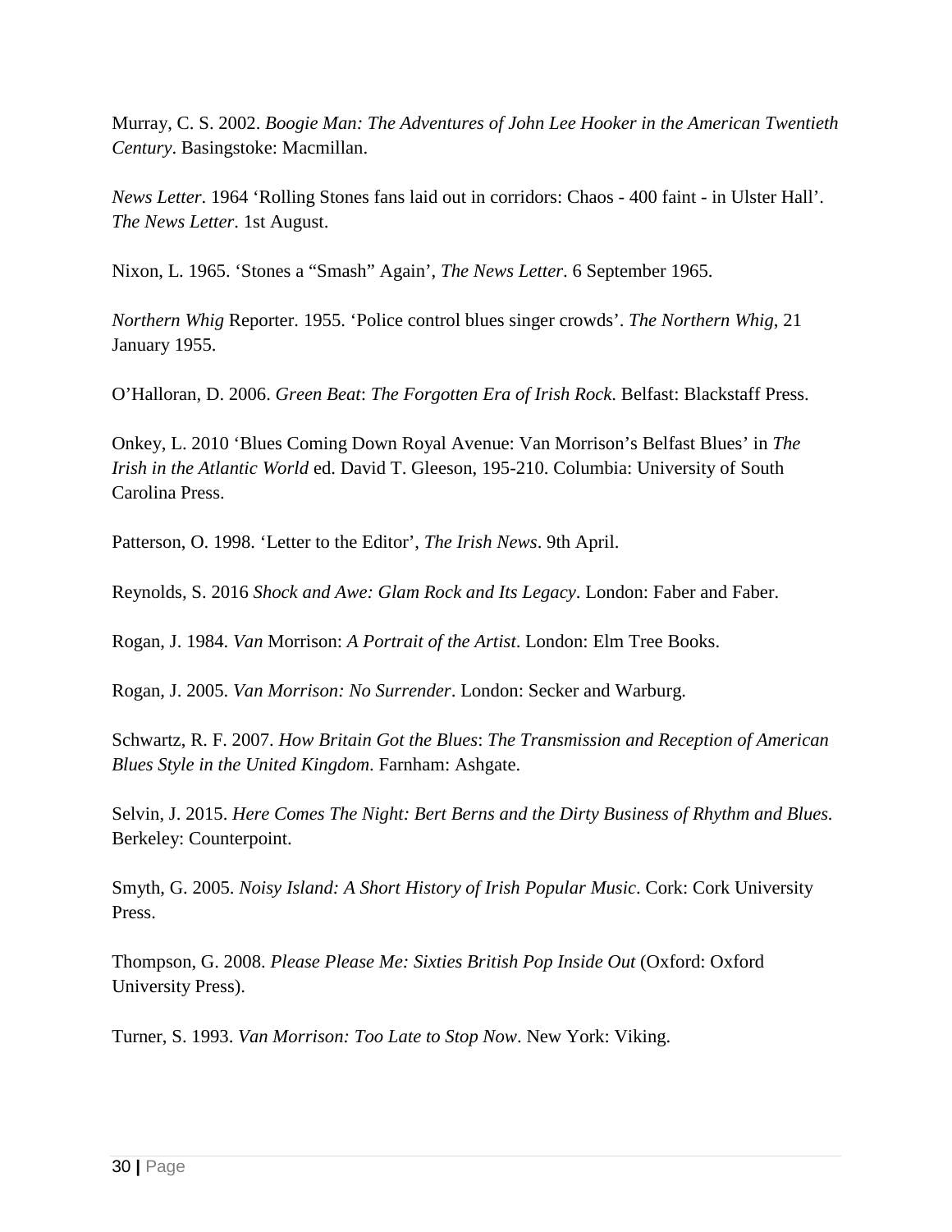Murray, C. S. 2002. *Boogie Man: The Adventures of John Lee Hooker in the American Twentieth Century*. Basingstoke: Macmillan.

*News Letter*. 1964 'Rolling Stones fans laid out in corridors: Chaos - 400 faint - in Ulster Hall'. *The News Letter*. 1st August.

Nixon, L. 1965. 'Stones a "Smash" Again', *The News Letter*. 6 September 1965.

*Northern Whig* Reporter. 1955. 'Police control blues singer crowds'. *The Northern Whig*, 21 January 1955.

O'Halloran, D. 2006. *Green Beat*: *The Forgotten Era of Irish Rock*. Belfast: Blackstaff Press.

Onkey, L. 2010 'Blues Coming Down Royal Avenue: Van Morrison's Belfast Blues' in *The Irish in the Atlantic World* ed. David T. Gleeson, 195-210. Columbia: University of South Carolina Press.

Patterson, O. 1998. 'Letter to the Editor', *The Irish News*. 9th April.

Reynolds, S. 2016 *Shock and Awe: Glam Rock and Its Legacy*. London: Faber and Faber.

Rogan, J. 1984. *Van* Morrison: *A Portrait of the Artist*. London: Elm Tree Books.

Rogan, J. 2005. *Van Morrison: No Surrender*. London: Secker and Warburg.

Schwartz, R. F. 2007. *How Britain Got the Blues*: *The Transmission and Reception of American Blues Style in the United Kingdom*. Farnham: Ashgate.

Selvin, J. 2015. *Here Comes The Night: Bert Berns and the Dirty Business of Rhythm and Blues*. Berkeley: Counterpoint.

Smyth, G. 2005. *Noisy Island: A Short History of Irish Popular Music*. Cork: Cork University Press.

Thompson, G. 2008. *Please Please Me: Sixties British Pop Inside Out* (Oxford: Oxford University Press).

Turner, S. 1993. *Van Morrison: Too Late to Stop Now*. New York: Viking.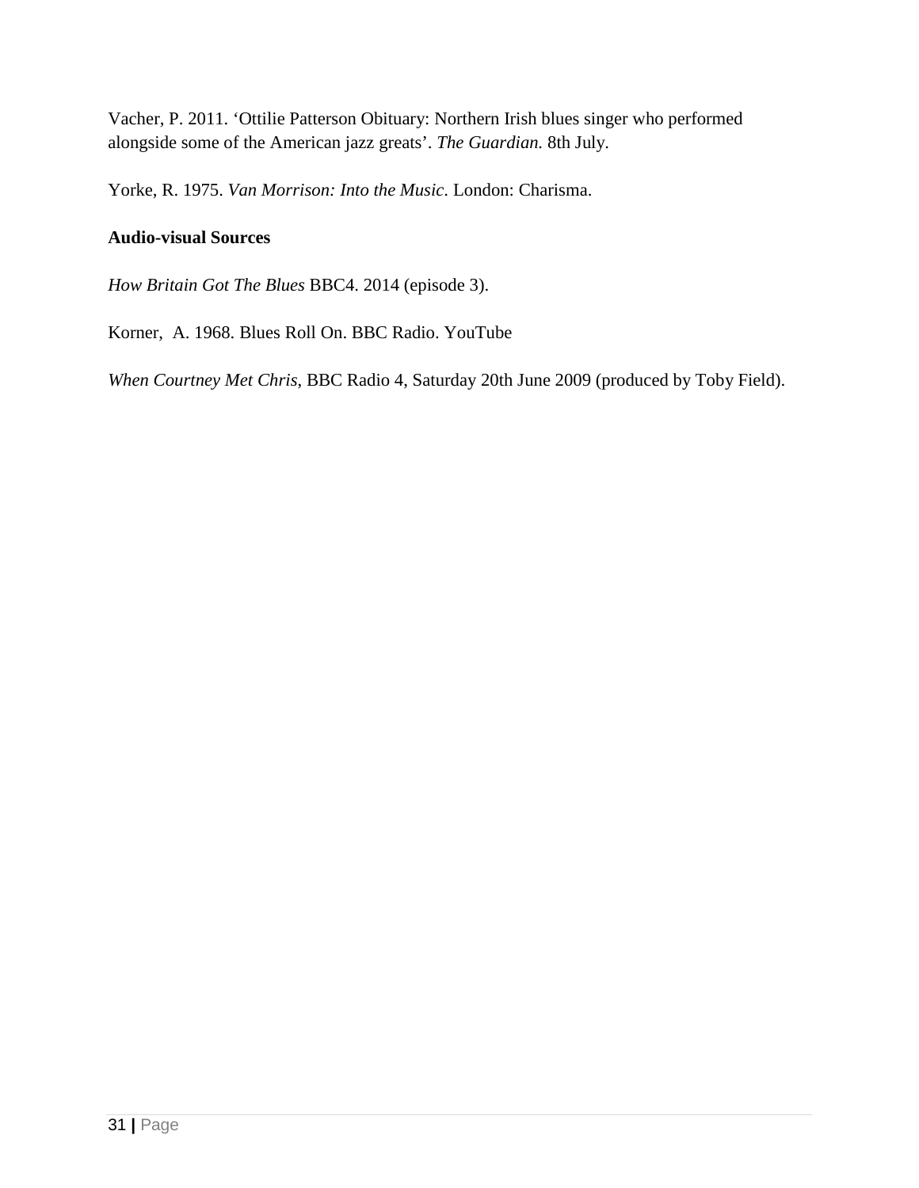Vacher, P. 2011. 'Ottilie Patterson Obituary: Northern Irish blues singer who performed alongside some of the American jazz greats'. *The Guardian.* 8th July.

Yorke, R. 1975. *Van Morrison: Into the Music*. London: Charisma.

**Audio-visual Sources**

*How Britain Got The Blues* BBC4. 2014 (episode 3).

Korner, A. 1968. Blues Roll On. BBC Radio. YouTube

*When Courtney Met Chris*, BBC Radio 4, Saturday 20th June 2009 (produced by Toby Field).